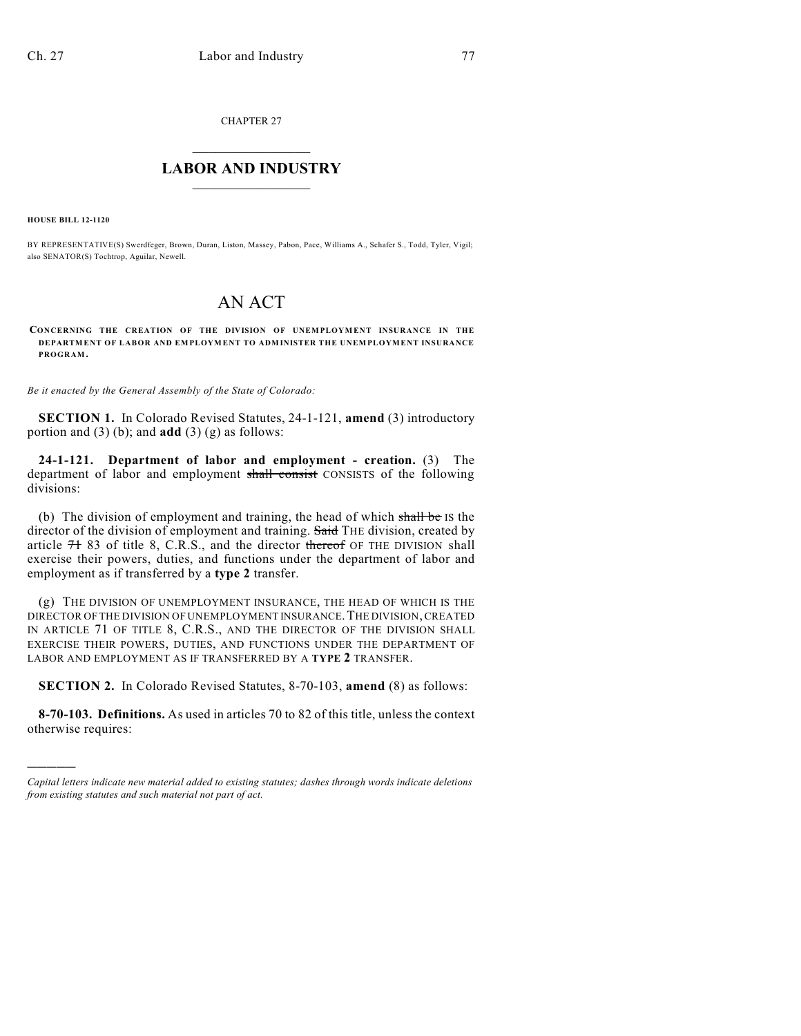# CHAPTER 27

## LABOR AND INDUSTRY

**HOUSE BILL 12-1120**

BY REPRESENTATIVE(S) Swerdfeger, Brown, Duran, Liston, Massey, Pabon, Pace, Williams A., Schafer S., Todd, Tyler, Vigil; also SENATOR(S) Tochtrop, Aguilar, Newell.

# AN ACT

**CONCERNING THE CREATION OF THE DIVISION OF UNEMPLOYMENT INSURANCE IN THE DEPARTMENT OF LABOR AND EMPLOYMENT TO ADMINISTER THE UNEMPLOYMENT INSURANCE PROGRAM.**

*Be it enacted by the General Assembly of the State of Colorado:*

**SECTION 1.** In Colorado Revised Statutes, 24-1-121, **amend** (3) introductory portion and (3) (b); and **add** (3) (g) as follows:

**24-1-121. Department of labor and employment - creation.** (3) The department of labor and employment ~~shall consist~~ CONSISTS of the following divisions:

(b) The division of employment and training, the head of which ~~shall be~~ IS the director of the division of employment and training. ~~Said~~ THE division, created by article ~~71~~ 83 of title 8, C.R.S., and the director ~~thereof~~ OF THE DIVISION shall exercise their powers, duties, and functions under the department of labor and employment as if transferred by a **type 2** transfer.

(g) THE DIVISION OF UNEMPLOYMENT INSURANCE, THE HEAD OF WHICH IS THE DIRECTOR OF THE DIVISION OF UNEMPLOYMENT INSURANCE. THE DIVISION, CREATED IN ARTICLE 71 OF TITLE 8, C.R.S., AND THE DIRECTOR OF THE DIVISION SHALL EXERCISE THEIR POWERS, DUTIES, AND FUNCTIONS UNDER THE DEPARTMENT OF LABOR AND EMPLOYMENT AS IF TRANSFERRED BY A **TYPE 2** TRANSFER.

**SECTION 2.** In Colorado Revised Statutes, 8-70-103, **amend** (8) as follows:

**8-70-103. Definitions.** As used in articles 70 to 82 of this title, unless the context otherwise requires:

---

*Capital letters indicate new material added to existing statutes; dashes through words indicate deletions from existing statutes and such material not part of act.*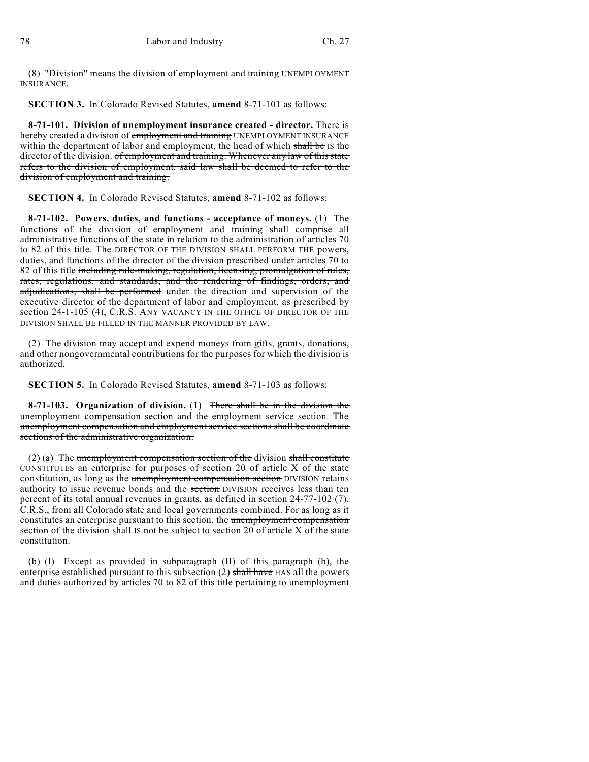(8) "Division" means the division of ~~employment and training~~ UNEMPLOYMENT INSURANCE.

**SECTION 3.** In Colorado Revised Statutes, **amend** 8-71-101 as follows:

**8-71-101. Division of unemployment insurance created - director.** There is hereby created a division of ~~employment and training~~ UNEMPLOYMENT INSURANCE within the department of labor and employment, the head of which ~~shall be~~ IS the director of the division. ~~of employment and training. Whenever any law of this state refers to the division of employment, said law shall be deemed to refer to the division of employment and training.~~

**SECTION 4.** In Colorado Revised Statutes, **amend** 8-71-102 as follows:

**8-71-102. Powers, duties, and functions - acceptance of moneys.** (1) The functions of the division ~~of employment and training shall~~ comprise all administrative functions of the state in relation to the administration of articles 70 to 82 of this title. The DIRECTOR OF THE DIVISION SHALL PERFORM THE powers, duties, and functions ~~of the director of the division~~ prescribed under articles 70 to 82 of this title ~~including rule-making, regulation, licensing, promulgation of rules, rates, regulations, and standards, and the rendering of findings, orders, and adjudications, shall be performed~~ under the direction and supervision of the executive director of the department of labor and employment, as prescribed by section 24-1-105 (4), C.R.S. ANY VACANCY IN THE OFFICE OF DIRECTOR OF THE DIVISION SHALL BE FILLED IN THE MANNER PROVIDED BY LAW.

(2) The division may accept and expend moneys from gifts, grants, donations, and other nongovernmental contributions for the purposes for which the division is authorized.

**SECTION 5.** In Colorado Revised Statutes, **amend** 8-71-103 as follows:

**8-71-103. Organization of division.** (1) ~~There shall be in the division the unemployment compensation section and the employment service section. The unemployment compensation and employment service sections shall be coordinate sections of the administrative organization.~~

(2) (a) The ~~unemployment compensation section of the~~ division ~~shall constitute~~ CONSTITUTES an enterprise for purposes of section 20 of article X of the state constitution, as long as the ~~unemployment compensation section~~ DIVISION retains authority to issue revenue bonds and the ~~section~~ DIVISION receives less than ten percent of its total annual revenues in grants, as defined in section 24-77-102 (7), C.R.S., from all Colorado state and local governments combined. For as long as it constitutes an enterprise pursuant to this section, the ~~unemployment compensation section of the~~ division ~~shall~~ IS not ~~be~~ subject to section 20 of article X of the state constitution.

(b) (I) Except as provided in subparagraph (II) of this paragraph (b), the enterprise established pursuant to this subsection (2) ~~shall have~~ HAS all the powers and duties authorized by articles 70 to 82 of this title pertaining to unemployment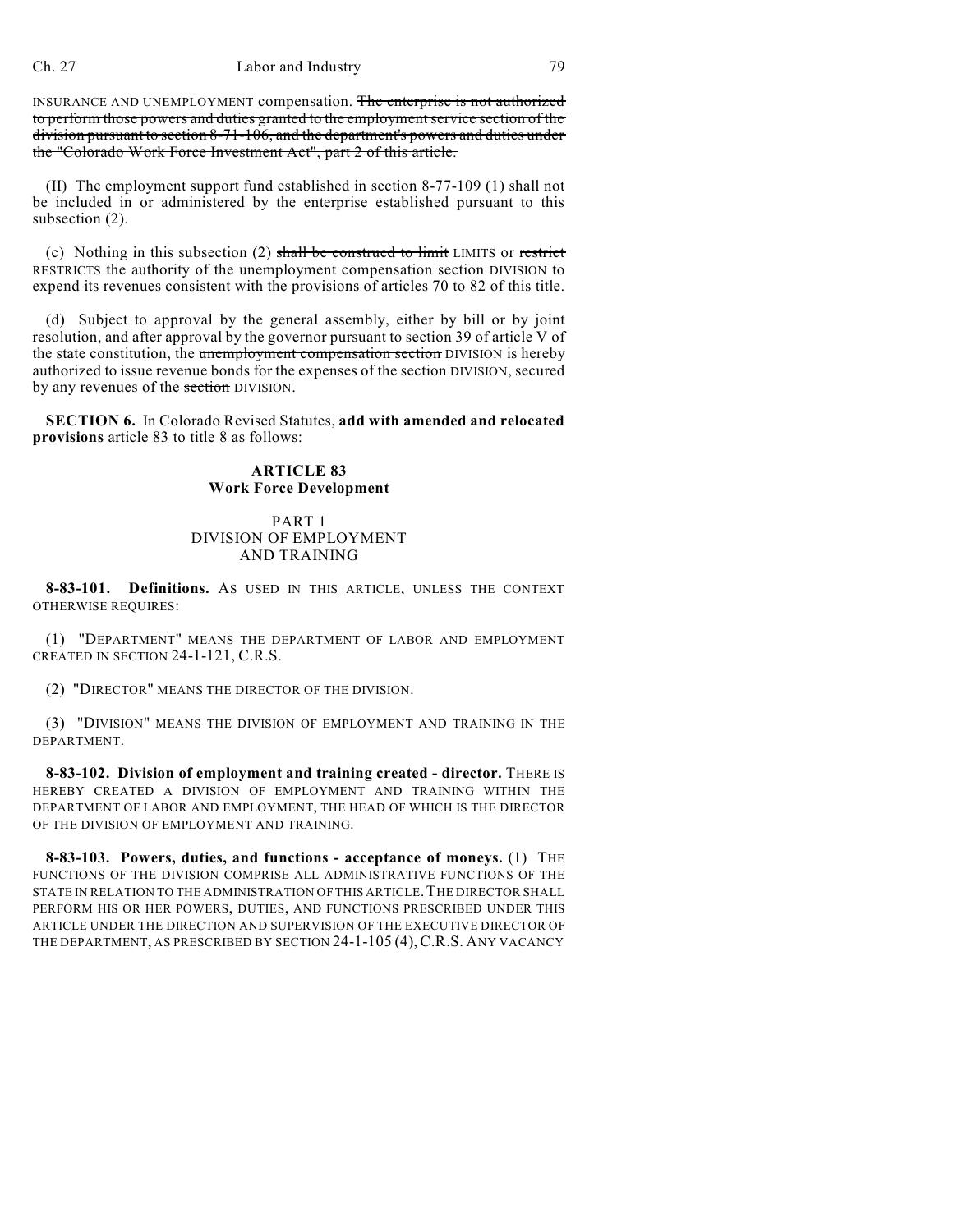INSURANCE AND UNEMPLOYMENT compensation. ~~The enterprise is not authorized to perform those powers and duties granted to the employment service section of the division pursuant to section 8-71-106, and the department's powers and duties under the "Colorado Work Force Investment Act", part 2 of this article.~~

(II) The employment support fund established in section 8-77-109 (1) shall not be included in or administered by the enterprise established pursuant to this subsection (2).

(c) Nothing in this subsection (2) ~~shall be construed to limit~~ LIMITS or ~~restrict~~ RESTRICTS the authority of the ~~unemployment compensation section~~ DIVISION to expend its revenues consistent with the provisions of articles 70 to 82 of this title.

(d) Subject to approval by the general assembly, either by bill or by joint resolution, and after approval by the governor pursuant to section 39 of article V of the state constitution, the ~~unemployment compensation section~~ DIVISION is hereby authorized to issue revenue bonds for the expenses of the ~~section~~ DIVISION, secured by any revenues of the ~~section~~ DIVISION.

**SECTION 6.** In Colorado Revised Statutes, **add with amended and relocated provisions** article 83 to title 8 as follows:

**ARTICLE 83**
**Work Force Development**

PART 1
DIVISION OF EMPLOYMENT
AND TRAINING

**8-83-101. Definitions.** AS USED IN THIS ARTICLE, UNLESS THE CONTEXT OTHERWISE REQUIRES:

(1) "DEPARTMENT" MEANS THE DEPARTMENT OF LABOR AND EMPLOYMENT CREATED IN SECTION 24-1-121, C.R.S.

(2) "DIRECTOR" MEANS THE DIRECTOR OF THE DIVISION.

(3) "DIVISION" MEANS THE DIVISION OF EMPLOYMENT AND TRAINING IN THE DEPARTMENT.

**8-83-102. Division of employment and training created - director.** THERE IS HEREBY CREATED A DIVISION OF EMPLOYMENT AND TRAINING WITHIN THE DEPARTMENT OF LABOR AND EMPLOYMENT, THE HEAD OF WHICH IS THE DIRECTOR OF THE DIVISION OF EMPLOYMENT AND TRAINING.

**8-83-103. Powers, duties, and functions - acceptance of moneys.** (1) THE FUNCTIONS OF THE DIVISION COMPRISE ALL ADMINISTRATIVE FUNCTIONS OF THE STATE IN RELATION TO THE ADMINISTRATION OF THIS ARTICLE. THE DIRECTOR SHALL PERFORM HIS OR HER POWERS, DUTIES, AND FUNCTIONS PRESCRIBED UNDER THIS ARTICLE UNDER THE DIRECTION AND SUPERVISION OF THE EXECUTIVE DIRECTOR OF THE DEPARTMENT, AS PRESCRIBED BY SECTION 24-1-105 (4), C.R.S. ANY VACANCY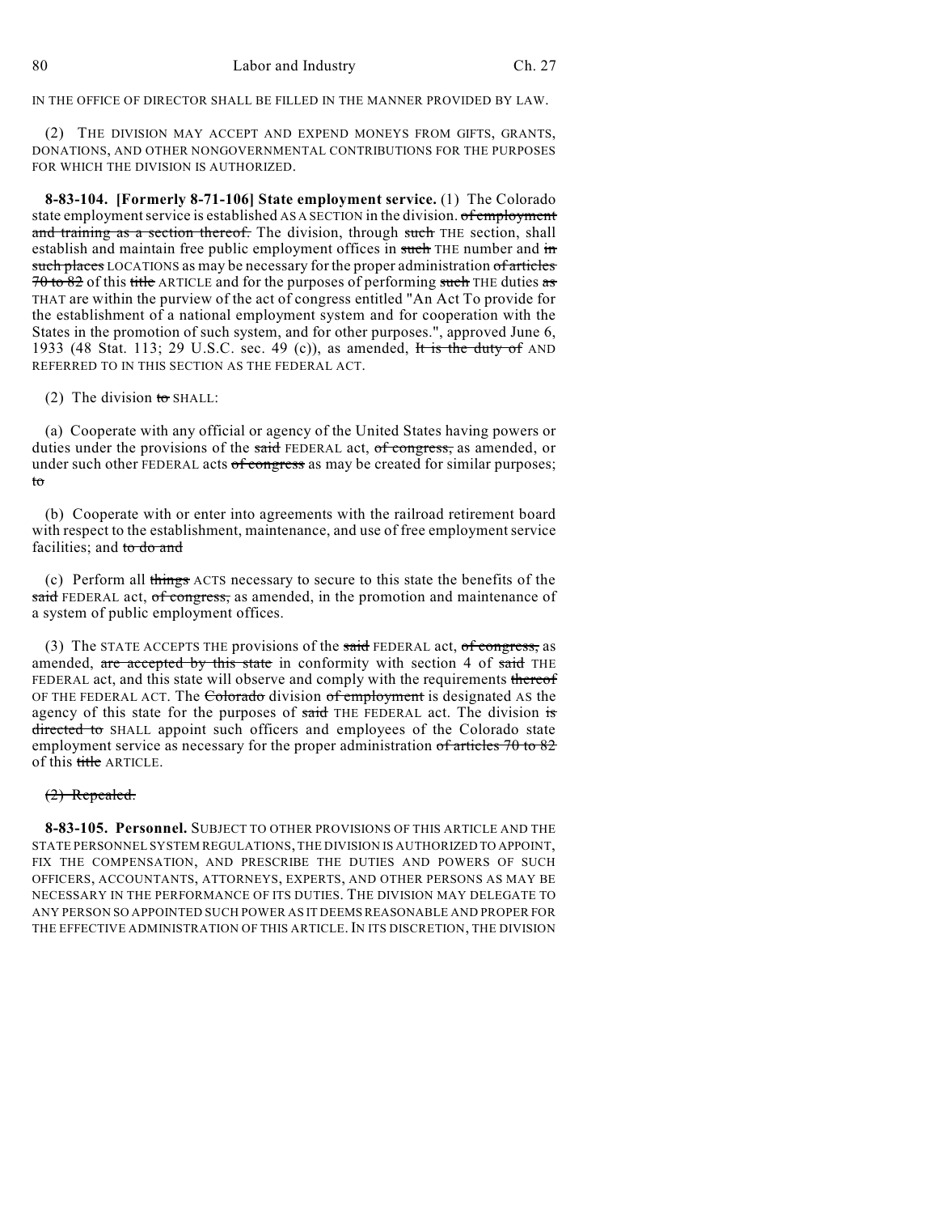IN THE OFFICE OF DIRECTOR SHALL BE FILLED IN THE MANNER PROVIDED BY LAW.

(2) THE DIVISION MAY ACCEPT AND EXPEND MONEYS FROM GIFTS, GRANTS, DONATIONS, AND OTHER NONGOVERNMENTAL CONTRIBUTIONS FOR THE PURPOSES FOR WHICH THE DIVISION IS AUTHORIZED.

**8-83-104. [Formerly 8-71-106] State employment service.** (1) The Colorado state employment service is established AS A SECTION in the division. ~~of employment and training as a section thereof.~~ The division, through ~~such~~ THE section, shall establish and maintain free public employment offices in ~~such~~ THE number and ~~in such places~~ LOCATIONS as may be necessary for the proper administration ~~of articles 70 to 82~~ of this ~~title~~ ARTICLE and for the purposes of performing ~~such~~ THE duties ~~as~~ THAT are within the purview of the act of congress entitled "An Act To provide for the establishment of a national employment system and for cooperation with the States in the promotion of such system, and for other purposes.", approved June 6, 1933 (48 Stat. 113; 29 U.S.C. sec. 49 (c)), as amended, ~~It is the duty of~~ AND REFERRED TO IN THIS SECTION AS THE FEDERAL ACT.

(2) The division ~~to~~ SHALL:

(a) Cooperate with any official or agency of the United States having powers or duties under the provisions of the ~~said~~ FEDERAL act, ~~of congress,~~ as amended, or under such other FEDERAL acts ~~of congress~~ as may be created for similar purposes; ~~to~~

(b) Cooperate with or enter into agreements with the railroad retirement board with respect to the establishment, maintenance, and use of free employment service facilities; and ~~to do and~~

(c) Perform all ~~things~~ ACTS necessary to secure to this state the benefits of the ~~said~~ FEDERAL act, ~~of congress,~~ as amended, in the promotion and maintenance of a system of public employment offices.

(3) The STATE ACCEPTS THE provisions of the ~~said~~ FEDERAL act, ~~of congress,~~ as amended, ~~are accepted by this state~~ in conformity with section 4 of ~~said~~ THE FEDERAL act, and this state will observe and comply with the requirements ~~thereof~~ OF THE FEDERAL ACT. The ~~Colorado~~ division ~~of employment~~ is designated AS the agency of this state for the purposes of ~~said~~ THE FEDERAL act. The division ~~is directed to~~ SHALL appoint such officers and employees of the Colorado state employment service as necessary for the proper administration ~~of articles 70 to 82~~ of this ~~title~~ ARTICLE.

~~(2) Repealed.~~

**8-83-105. Personnel.** SUBJECT TO OTHER PROVISIONS OF THIS ARTICLE AND THE STATE PERSONNEL SYSTEM REGULATIONS, THE DIVISION IS AUTHORIZED TO APPOINT, FIX THE COMPENSATION, AND PRESCRIBE THE DUTIES AND POWERS OF SUCH OFFICERS, ACCOUNTANTS, ATTORNEYS, EXPERTS, AND OTHER PERSONS AS MAY BE NECESSARY IN THE PERFORMANCE OF ITS DUTIES. THE DIVISION MAY DELEGATE TO ANY PERSON SO APPOINTED SUCH POWER AS IT DEEMS REASONABLE AND PROPER FOR THE EFFECTIVE ADMINISTRATION OF THIS ARTICLE. IN ITS DISCRETION, THE DIVISION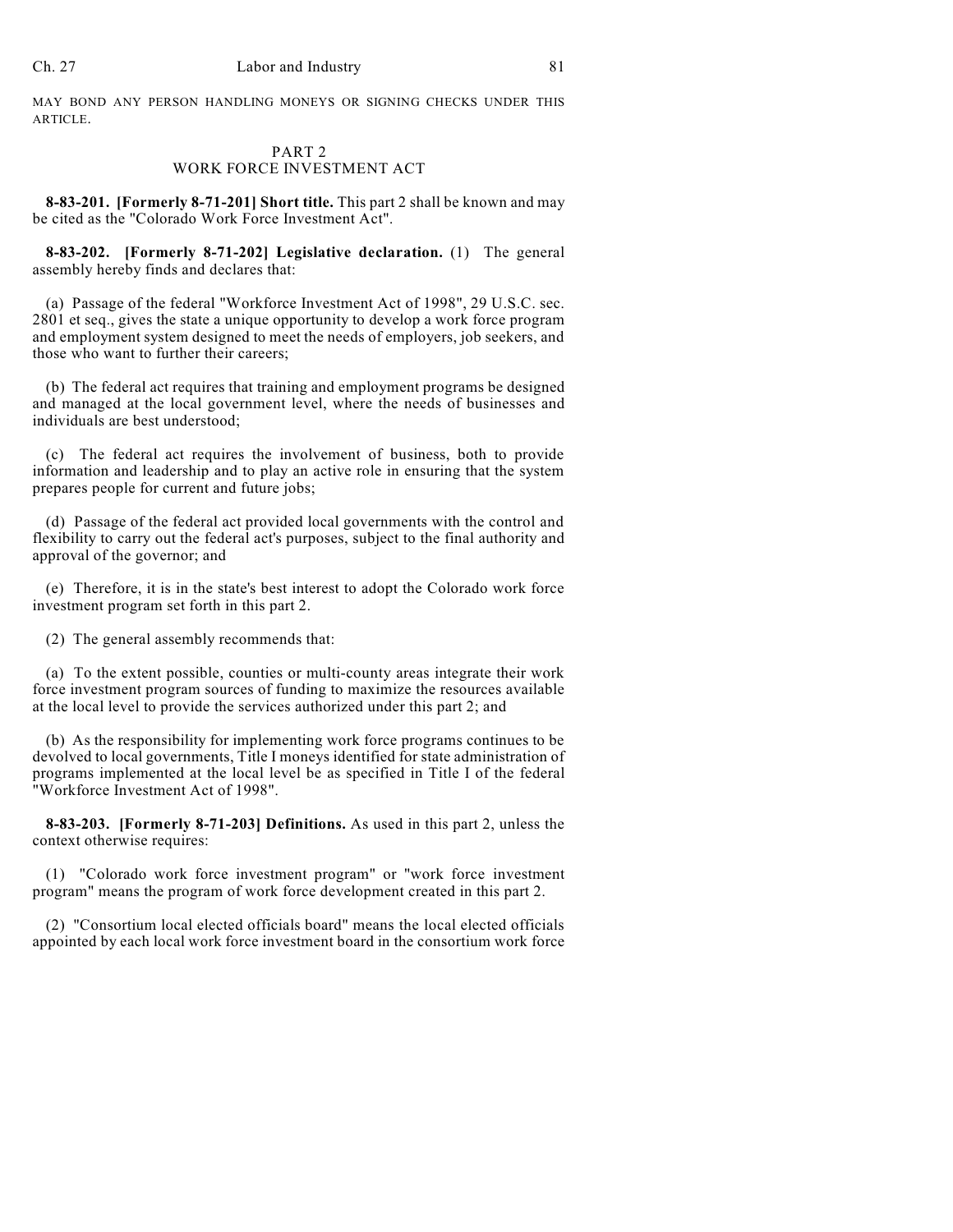MAY BOND ANY PERSON HANDLING MONEYS OR SIGNING CHECKS UNDER THIS ARTICLE.

## PART 2
## WORK FORCE INVESTMENT ACT

**8-83-201. [Formerly 8-71-201] Short title.** This part 2 shall be known and may be cited as the "Colorado Work Force Investment Act".

**8-83-202. [Formerly 8-71-202] Legislative declaration.** (1) The general assembly hereby finds and declares that:

(a) Passage of the federal "Workforce Investment Act of 1998", 29 U.S.C. sec. 2801 et seq., gives the state a unique opportunity to develop a work force program and employment system designed to meet the needs of employers, job seekers, and those who want to further their careers;

(b) The federal act requires that training and employment programs be designed and managed at the local government level, where the needs of businesses and individuals are best understood;

(c) The federal act requires the involvement of business, both to provide information and leadership and to play an active role in ensuring that the system prepares people for current and future jobs;

(d) Passage of the federal act provided local governments with the control and flexibility to carry out the federal act's purposes, subject to the final authority and approval of the governor; and

(e) Therefore, it is in the state's best interest to adopt the Colorado work force investment program set forth in this part 2.

(2) The general assembly recommends that:

(a) To the extent possible, counties or multi-county areas integrate their work force investment program sources of funding to maximize the resources available at the local level to provide the services authorized under this part 2; and

(b) As the responsibility for implementing work force programs continues to be devolved to local governments, Title I moneys identified for state administration of programs implemented at the local level be as specified in Title I of the federal "Workforce Investment Act of 1998".

**8-83-203. [Formerly 8-71-203] Definitions.** As used in this part 2, unless the context otherwise requires:

(1) "Colorado work force investment program" or "work force investment program" means the program of work force development created in this part 2.

(2) "Consortium local elected officials board" means the local elected officials appointed by each local work force investment board in the consortium work force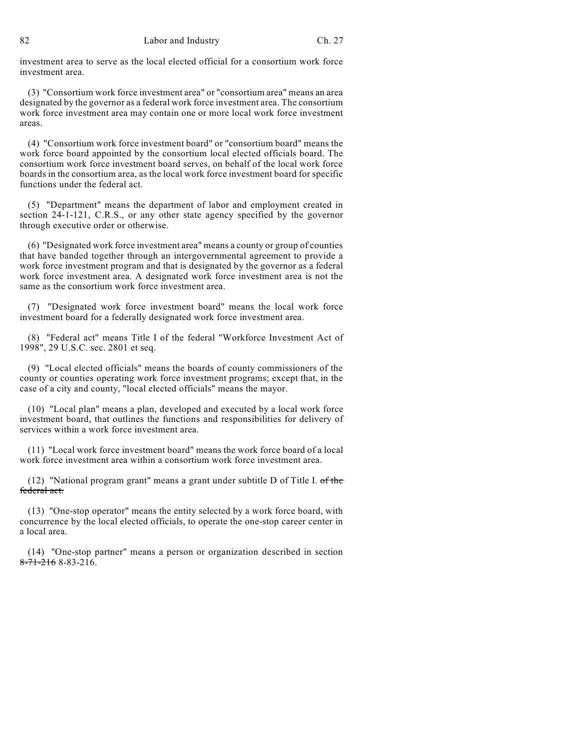investment area to serve as the local elected official for a consortium work force investment area.

(3) "Consortium work force investment area" or "consortium area" means an area designated by the governor as a federal work force investment area. The consortium work force investment area may contain one or more local work force investment areas.

(4) "Consortium work force investment board" or "consortium board" means the work force board appointed by the consortium local elected officials board. The consortium work force investment board serves, on behalf of the local work force boards in the consortium area, as the local work force investment board for specific functions under the federal act.

(5) "Department" means the department of labor and employment created in section 24-1-121, C.R.S., or any other state agency specified by the governor through executive order or otherwise.

(6) "Designated work force investment area" means a county or group of counties that have banded together through an intergovernmental agreement to provide a work force investment program and that is designated by the governor as a federal work force investment area. A designated work force investment area is not the same as the consortium work force investment area.

(7) "Designated work force investment board" means the local work force investment board for a federally designated work force investment area.

(8) "Federal act" means Title I of the federal "Workforce Investment Act of 1998", 29 U.S.C. sec. 2801 et seq.

(9) "Local elected officials" means the boards of county commissioners of the county or counties operating work force investment programs; except that, in the case of a city and county, "local elected officials" means the mayor.

(10) "Local plan" means a plan, developed and executed by a local work force investment board, that outlines the functions and responsibilities for delivery of services within a work force investment area.

(11) "Local work force investment board" means the work force board of a local work force investment area within a consortium work force investment area.

(12) "National program grant" means a grant under subtitle D of Title I. ~~of the federal act.~~

(13) "One-stop operator" means the entity selected by a work force board, with concurrence by the local elected officials, to operate the one-stop career center in a local area.

(14) "One-stop partner" means a person or organization described in section ~~8-71-216~~ 8-83-216.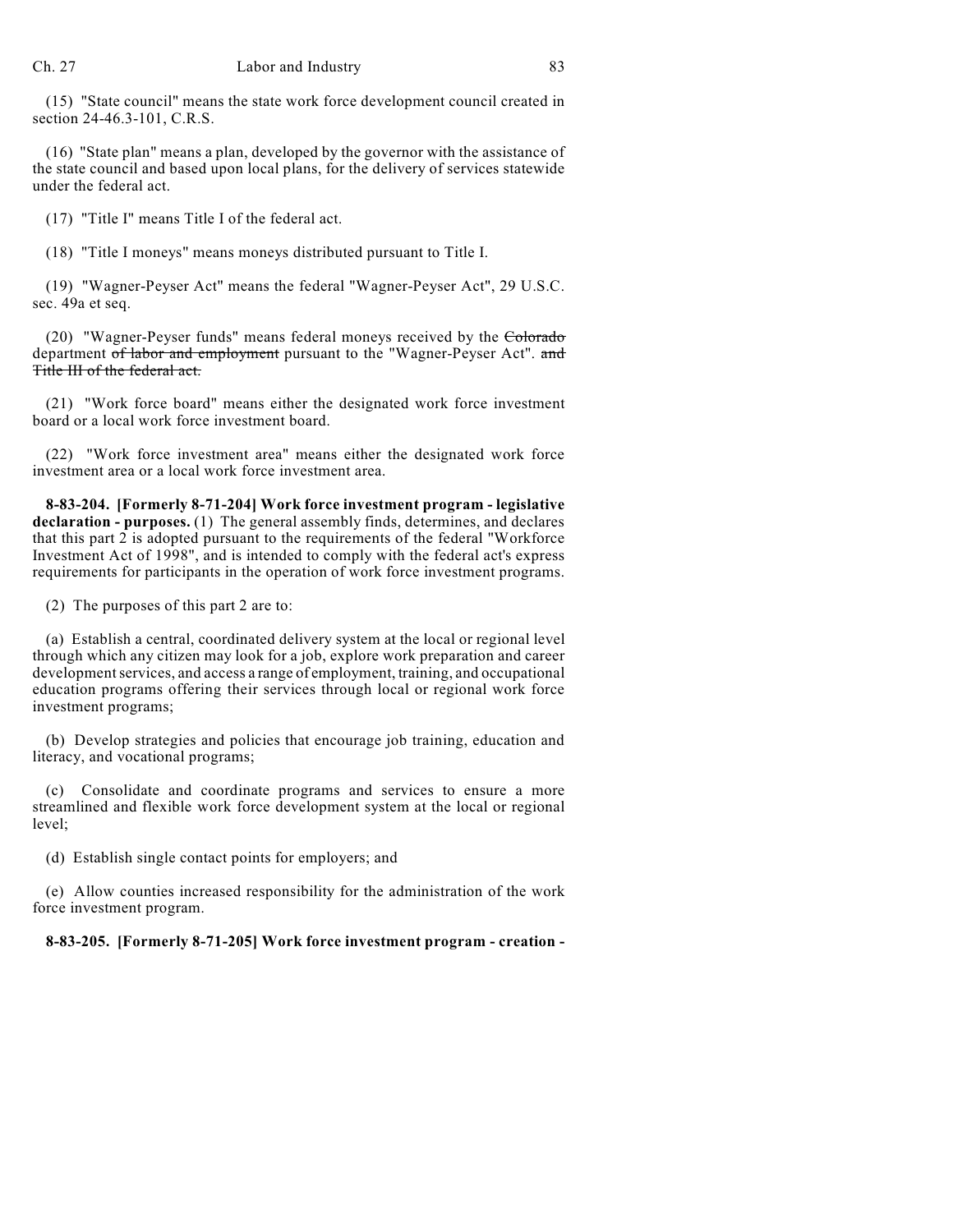(15) "State council" means the state work force development council created in section 24-46.3-101, C.R.S.

(16) "State plan" means a plan, developed by the governor with the assistance of the state council and based upon local plans, for the delivery of services statewide under the federal act.

(17) "Title I" means Title I of the federal act.

(18) "Title I moneys" means moneys distributed pursuant to Title I.

(19) "Wagner-Peyser Act" means the federal "Wagner-Peyser Act", 29 U.S.C. sec. 49a et seq.

(20) "Wagner-Peyser funds" means federal moneys received by the ~~Colorado~~ department ~~of labor and employment~~ pursuant to the "Wagner-Peyser Act". ~~and Title III of the federal act.~~

(21) "Work force board" means either the designated work force investment board or a local work force investment board.

(22) "Work force investment area" means either the designated work force investment area or a local work force investment area.

**8-83-204. [Formerly 8-71-204] Work force investment program - legislative declaration - purposes.** (1) The general assembly finds, determines, and declares that this part 2 is adopted pursuant to the requirements of the federal "Workforce Investment Act of 1998", and is intended to comply with the federal act's express requirements for participants in the operation of work force investment programs.

(2) The purposes of this part 2 are to:

(a) Establish a central, coordinated delivery system at the local or regional level through which any citizen may look for a job, explore work preparation and career development services, and access a range of employment, training, and occupational education programs offering their services through local or regional work force investment programs;

(b) Develop strategies and policies that encourage job training, education and literacy, and vocational programs;

(c) Consolidate and coordinate programs and services to ensure a more streamlined and flexible work force development system at the local or regional level;

(d) Establish single contact points for employers; and

(e) Allow counties increased responsibility for the administration of the work force investment program.

**8-83-205. [Formerly 8-71-205] Work force investment program - creation -**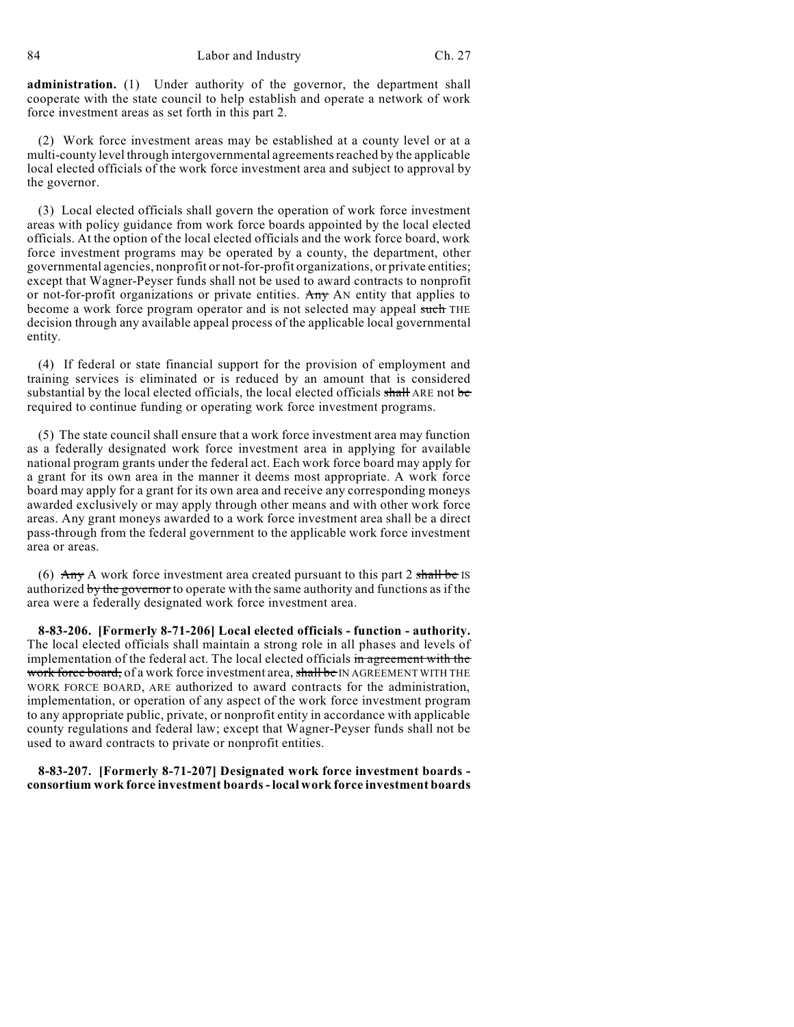**administration.** (1) Under authority of the governor, the department shall cooperate with the state council to help establish and operate a network of work force investment areas as set forth in this part 2.

(2) Work force investment areas may be established at a county level or at a multi-county level through intergovernmental agreements reached by the applicable local elected officials of the work force investment area and subject to approval by the governor.

(3) Local elected officials shall govern the operation of work force investment areas with policy guidance from work force boards appointed by the local elected officials. At the option of the local elected officials and the work force board, work force investment programs may be operated by a county, the department, other governmental agencies, nonprofit or not-for-profit organizations, or private entities; except that Wagner-Peyser funds shall not be used to award contracts to nonprofit or not-for-profit organizations or private entities. ~~Any~~ AN entity that applies to become a work force program operator and is not selected may appeal ~~such~~ THE decision through any available appeal process of the applicable local governmental entity.

(4) If federal or state financial support for the provision of employment and training services is eliminated or is reduced by an amount that is considered substantial by the local elected officials, the local elected officials ~~shall~~ ARE not ~~be~~ required to continue funding or operating work force investment programs.

(5) The state council shall ensure that a work force investment area may function as a federally designated work force investment area in applying for available national program grants under the federal act. Each work force board may apply for a grant for its own area in the manner it deems most appropriate. A work force board may apply for a grant for its own area and receive any corresponding moneys awarded exclusively or may apply through other means and with other work force areas. Any grant moneys awarded to a work force investment area shall be a direct pass-through from the federal government to the applicable work force investment area or areas.

(6) ~~Any~~ A work force investment area created pursuant to this part 2 ~~shall be~~ IS authorized ~~by the governor~~ to operate with the same authority and functions as if the area were a federally designated work force investment area.

**8-83-206. [Formerly 8-71-206] Local elected officials - function - authority.** The local elected officials shall maintain a strong role in all phases and levels of implementation of the federal act. The local elected officials ~~in agreement with the work force board,~~ of a work force investment area, ~~shall be~~ IN AGREEMENT WITH THE WORK FORCE BOARD, ARE authorized to award contracts for the administration, implementation, or operation of any aspect of the work force investment program to any appropriate public, private, or nonprofit entity in accordance with applicable county regulations and federal law; except that Wagner-Peyser funds shall not be used to award contracts to private or nonprofit entities.

**8-83-207. [Formerly 8-71-207] Designated work force investment boards - consortium work force investment boards - local work force investment boards**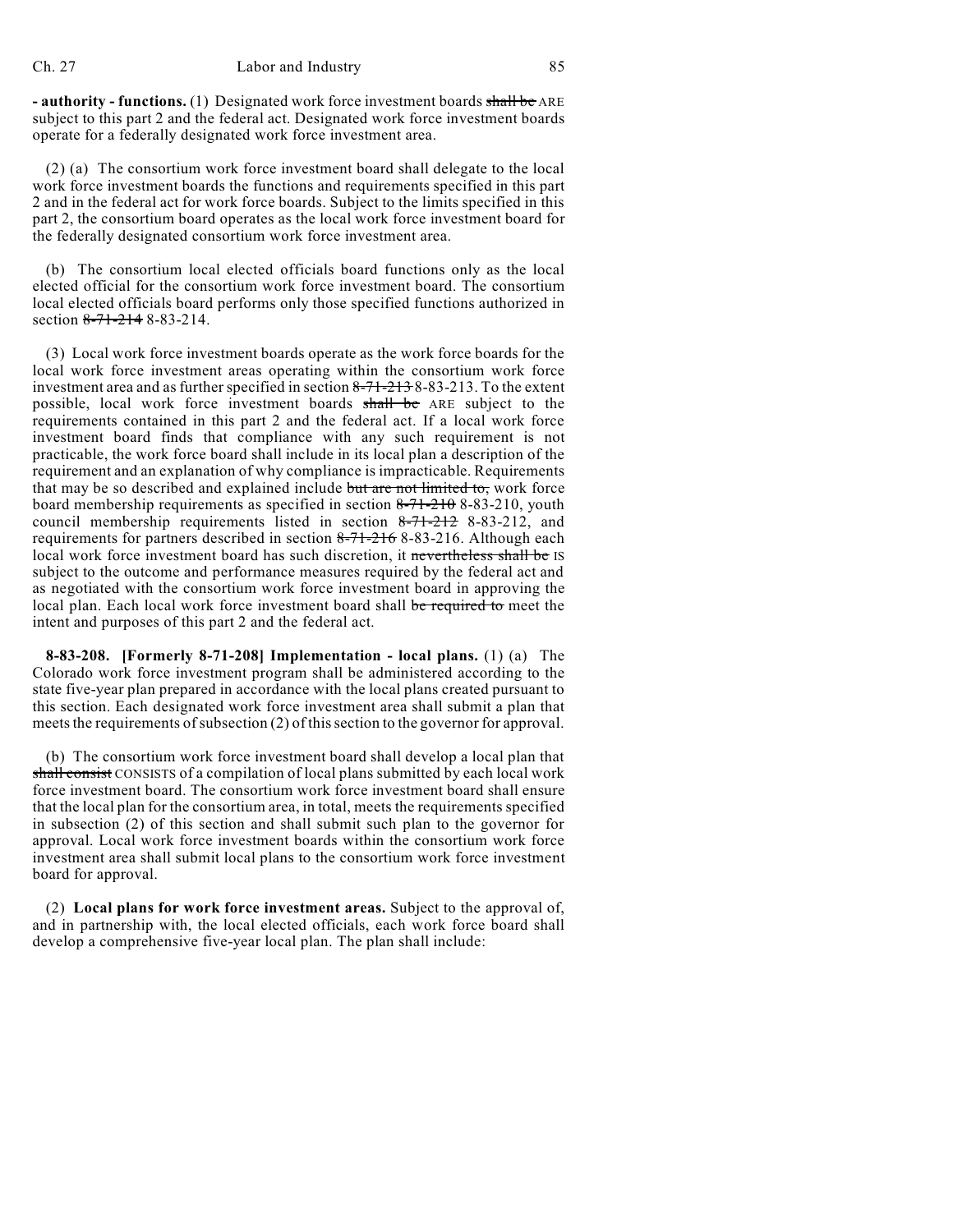**- authority - functions.** (1) Designated work force investment boards ~~shall be~~ ARE subject to this part 2 and the federal act. Designated work force investment boards operate for a federally designated work force investment area.

(2) (a) The consortium work force investment board shall delegate to the local work force investment boards the functions and requirements specified in this part 2 and in the federal act for work force boards. Subject to the limits specified in this part 2, the consortium board operates as the local work force investment board for the federally designated consortium work force investment area.

(b) The consortium local elected officials board functions only as the local elected official for the consortium work force investment board. The consortium local elected officials board performs only those specified functions authorized in section ~~8-71-214~~ 8-83-214.

(3) Local work force investment boards operate as the work force boards for the local work force investment areas operating within the consortium work force investment area and as further specified in section ~~8-71-213~~ 8-83-213. To the extent possible, local work force investment boards ~~shall be~~ ARE subject to the requirements contained in this part 2 and the federal act. If a local work force investment board finds that compliance with any such requirement is not practicable, the work force board shall include in its local plan a description of the requirement and an explanation of why compliance is impracticable. Requirements that may be so described and explained include ~~but are not limited to,~~ work force board membership requirements as specified in section ~~8-71-210~~ 8-83-210, youth council membership requirements listed in section ~~8-71-212~~ 8-83-212, and requirements for partners described in section ~~8-71-216~~ 8-83-216. Although each local work force investment board has such discretion, it ~~nevertheless shall be~~ IS subject to the outcome and performance measures required by the federal act and as negotiated with the consortium work force investment board in approving the local plan. Each local work force investment board shall ~~be required to~~ meet the intent and purposes of this part 2 and the federal act.

**8-83-208. [Formerly 8-71-208] Implementation - local plans.** (1) (a) The Colorado work force investment program shall be administered according to the state five-year plan prepared in accordance with the local plans created pursuant to this section. Each designated work force investment area shall submit a plan that meets the requirements of subsection (2) of this section to the governor for approval.

(b) The consortium work force investment board shall develop a local plan that ~~shall consist~~ CONSISTS of a compilation of local plans submitted by each local work force investment board. The consortium work force investment board shall ensure that the local plan for the consortium area, in total, meets the requirements specified in subsection (2) of this section and shall submit such plan to the governor for approval. Local work force investment boards within the consortium work force investment area shall submit local plans to the consortium work force investment board for approval.

(2) **Local plans for work force investment areas.** Subject to the approval of, and in partnership with, the local elected officials, each work force board shall develop a comprehensive five-year local plan. The plan shall include: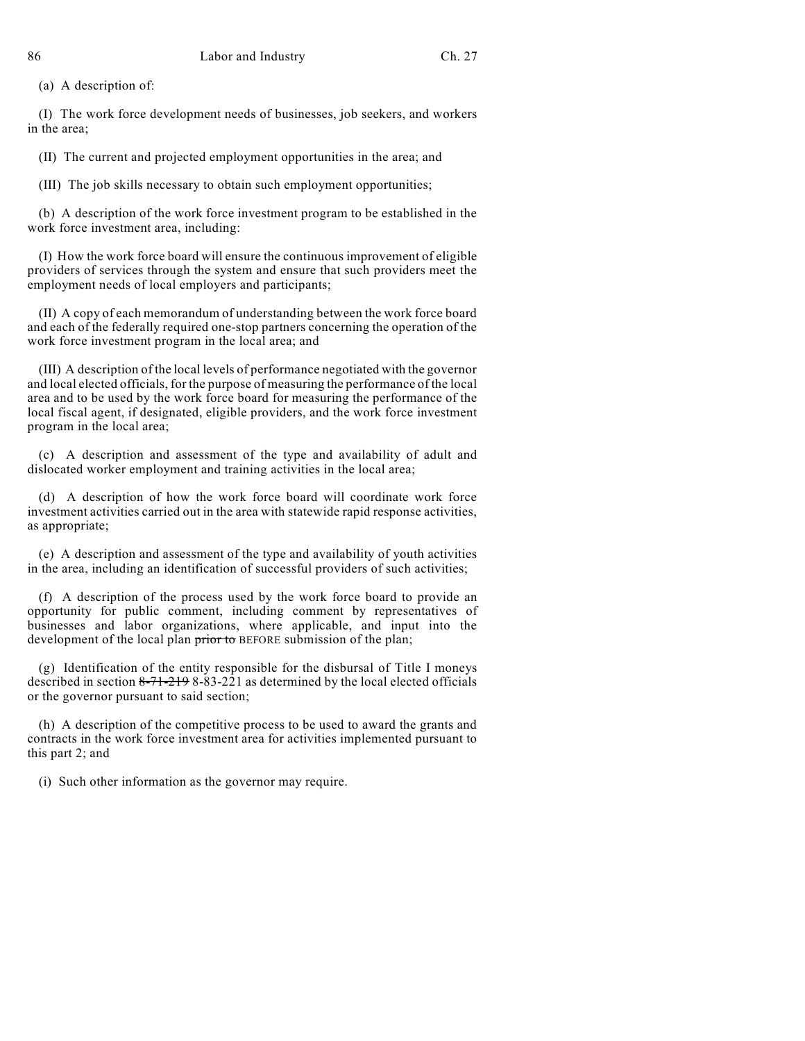(a) A description of:

(I) The work force development needs of businesses, job seekers, and workers in the area;

(II) The current and projected employment opportunities in the area; and

(III) The job skills necessary to obtain such employment opportunities;

(b) A description of the work force investment program to be established in the work force investment area, including:

(I) How the work force board will ensure the continuous improvement of eligible providers of services through the system and ensure that such providers meet the employment needs of local employers and participants;

(II) A copy of each memorandum of understanding between the work force board and each of the federally required one-stop partners concerning the operation of the work force investment program in the local area; and

(III) A description of the local levels of performance negotiated with the governor and local elected officials, for the purpose of measuring the performance of the local area and to be used by the work force board for measuring the performance of the local fiscal agent, if designated, eligible providers, and the work force investment program in the local area;

(c) A description and assessment of the type and availability of adult and dislocated worker employment and training activities in the local area;

(d) A description of how the work force board will coordinate work force investment activities carried out in the area with statewide rapid response activities, as appropriate;

(e) A description and assessment of the type and availability of youth activities in the area, including an identification of successful providers of such activities;

(f) A description of the process used by the work force board to provide an opportunity for public comment, including comment by representatives of businesses and labor organizations, where applicable, and input into the development of the local plan ~~prior to~~ BEFORE submission of the plan;

(g) Identification of the entity responsible for the disbursal of Title I moneys described in section ~~8-71-219~~ 8-83-221 as determined by the local elected officials or the governor pursuant to said section;

(h) A description of the competitive process to be used to award the grants and contracts in the work force investment area for activities implemented pursuant to this part 2; and

(i) Such other information as the governor may require.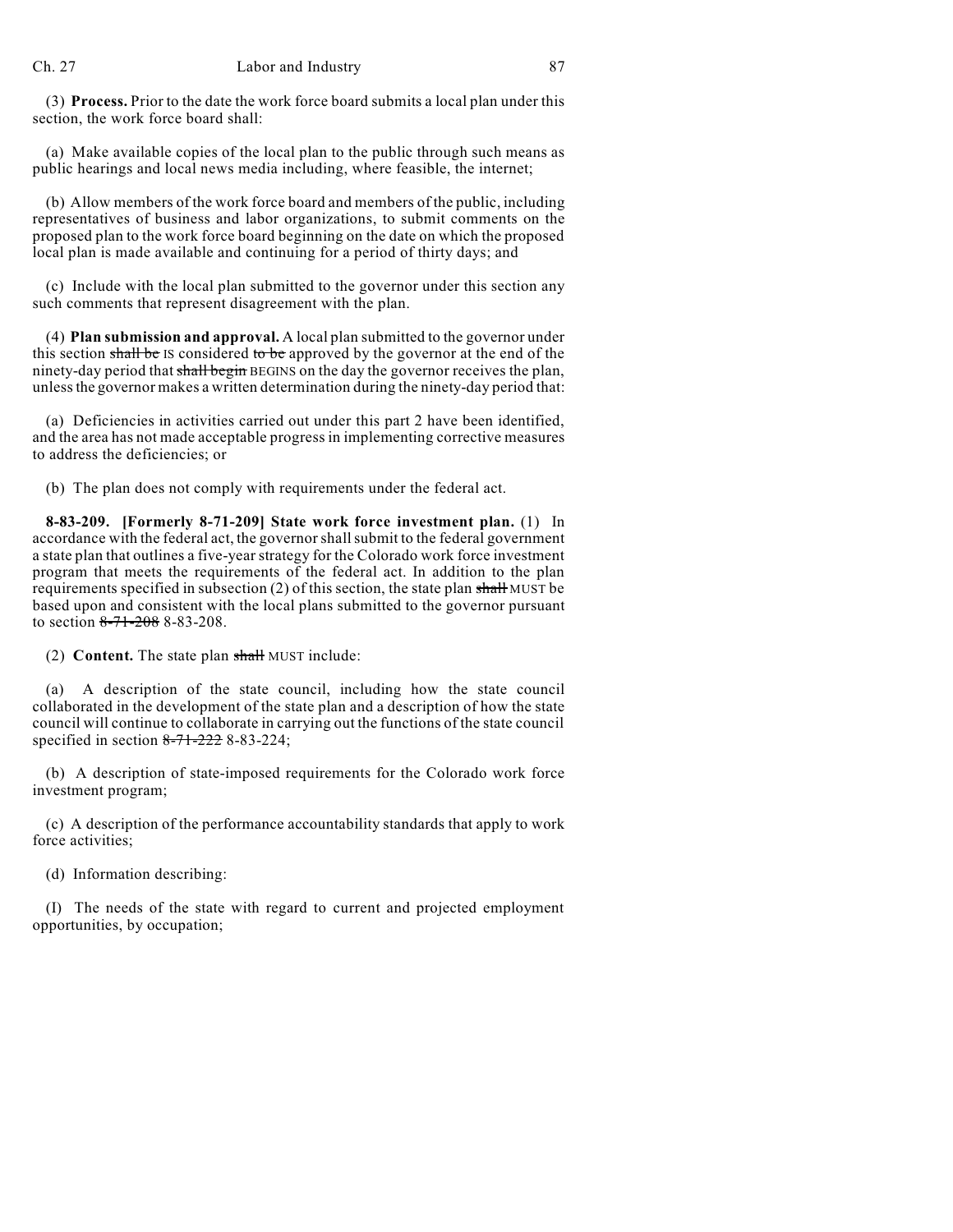(3) **Process.** Prior to the date the work force board submits a local plan under this section, the work force board shall:

(a) Make available copies of the local plan to the public through such means as public hearings and local news media including, where feasible, the internet;

(b) Allow members of the work force board and members of the public, including representatives of business and labor organizations, to submit comments on the proposed plan to the work force board beginning on the date on which the proposed local plan is made available and continuing for a period of thirty days; and

(c) Include with the local plan submitted to the governor under this section any such comments that represent disagreement with the plan.

(4) **Plan submission and approval.** A local plan submitted to the governor under this section ~~shall be~~ IS considered ~~to be~~ approved by the governor at the end of the ninety-day period that ~~shall begin~~ BEGINS on the day the governor receives the plan, unless the governor makes a written determination during the ninety-day period that:

(a) Deficiencies in activities carried out under this part 2 have been identified, and the area has not made acceptable progress in implementing corrective measures to address the deficiencies; or

(b) The plan does not comply with requirements under the federal act.

**8-83-209. [Formerly 8-71-209] State work force investment plan.** (1) In accordance with the federal act, the governor shall submit to the federal government a state plan that outlines a five-year strategy for the Colorado work force investment program that meets the requirements of the federal act. In addition to the plan requirements specified in subsection (2) of this section, the state plan ~~shall~~ MUST be based upon and consistent with the local plans submitted to the governor pursuant to section ~~8-71-208~~ 8-83-208.

(2) **Content.** The state plan ~~shall~~ MUST include:

(a) A description of the state council, including how the state council collaborated in the development of the state plan and a description of how the state council will continue to collaborate in carrying out the functions of the state council specified in section ~~8-71-222~~ 8-83-224;

(b) A description of state-imposed requirements for the Colorado work force investment program;

(c) A description of the performance accountability standards that apply to work force activities;

(d) Information describing:

(I) The needs of the state with regard to current and projected employment opportunities, by occupation;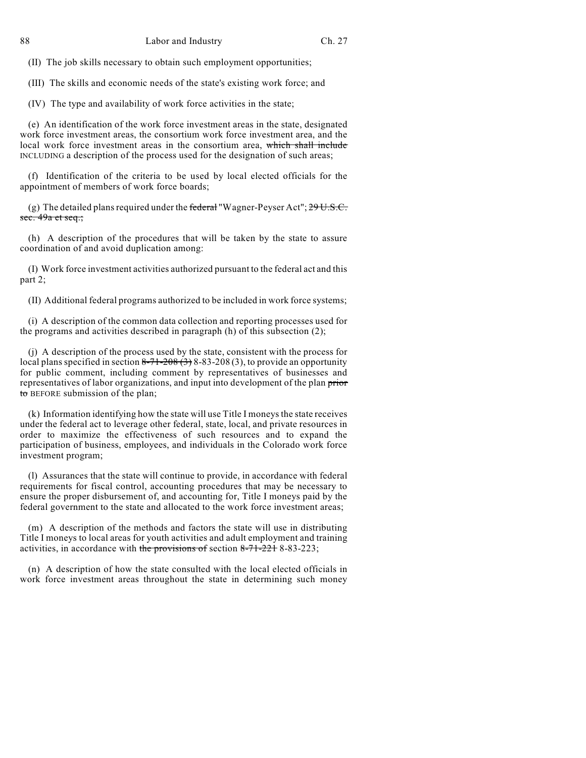(II) The job skills necessary to obtain such employment opportunities;

(III) The skills and economic needs of the state's existing work force; and

(IV) The type and availability of work force activities in the state;

(e) An identification of the work force investment areas in the state, designated work force investment areas, the consortium work force investment area, and the local work force investment areas in the consortium area, ~~which shall include~~ INCLUDING a description of the process used for the designation of such areas;

(f) Identification of the criteria to be used by local elected officials for the appointment of members of work force boards;

(g) The detailed plans required under the ~~federal~~ "Wagner-Peyser Act"; ~~29 U.S.C. sec. 49a et seq.;~~

(h) A description of the procedures that will be taken by the state to assure coordination of and avoid duplication among:

(I) Work force investment activities authorized pursuant to the federal act and this part 2;

(II) Additional federal programs authorized to be included in work force systems;

(i) A description of the common data collection and reporting processes used for the programs and activities described in paragraph (h) of this subsection (2);

(j) A description of the process used by the state, consistent with the process for local plans specified in section ~~8-71-208 (3)~~ 8-83-208 (3), to provide an opportunity for public comment, including comment by representatives of businesses and representatives of labor organizations, and input into development of the plan ~~prior to~~ BEFORE submission of the plan;

(k) Information identifying how the state will use Title I moneys the state receives under the federal act to leverage other federal, state, local, and private resources in order to maximize the effectiveness of such resources and to expand the participation of business, employees, and individuals in the Colorado work force investment program;

(l) Assurances that the state will continue to provide, in accordance with federal requirements for fiscal control, accounting procedures that may be necessary to ensure the proper disbursement of, and accounting for, Title I moneys paid by the federal government to the state and allocated to the work force investment areas;

(m) A description of the methods and factors the state will use in distributing Title I moneys to local areas for youth activities and adult employment and training activities, in accordance with ~~the provisions of~~ section ~~8-71-221~~ 8-83-223;

(n) A description of how the state consulted with the local elected officials in work force investment areas throughout the state in determining such money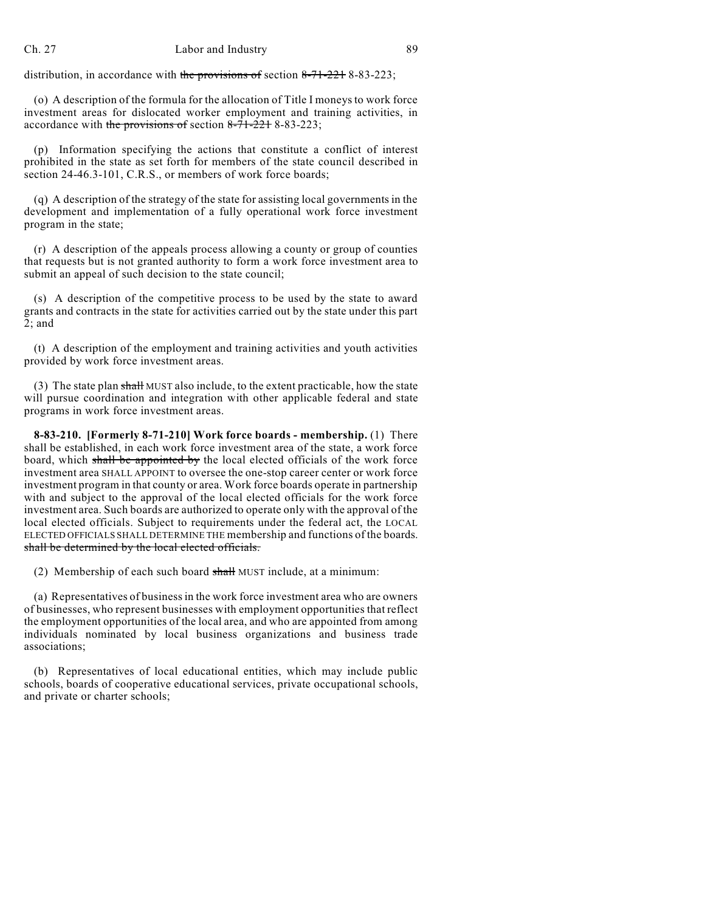distribution, in accordance with ~~the provisions of~~ section ~~8-71-221~~ 8-83-223;

(o) A description of the formula for the allocation of Title I moneys to work force investment areas for dislocated worker employment and training activities, in accordance with ~~the provisions of~~ section ~~8-71-221~~ 8-83-223;

(p) Information specifying the actions that constitute a conflict of interest prohibited in the state as set forth for members of the state council described in section 24-46.3-101, C.R.S., or members of work force boards;

(q) A description of the strategy of the state for assisting local governments in the development and implementation of a fully operational work force investment program in the state;

(r) A description of the appeals process allowing a county or group of counties that requests but is not granted authority to form a work force investment area to submit an appeal of such decision to the state council;

(s) A description of the competitive process to be used by the state to award grants and contracts in the state for activities carried out by the state under this part 2; and

(t) A description of the employment and training activities and youth activities provided by work force investment areas.

(3) The state plan ~~shall~~ MUST also include, to the extent practicable, how the state will pursue coordination and integration with other applicable federal and state programs in work force investment areas.

**8-83-210. [Formerly 8-71-210] Work force boards - membership.** (1) There shall be established, in each work force investment area of the state, a work force board, which ~~shall be appointed by~~ the local elected officials of the work force investment area SHALL APPOINT to oversee the one-stop career center or work force investment program in that county or area. Work force boards operate in partnership with and subject to the approval of the local elected officials for the work force investment area. Such boards are authorized to operate only with the approval of the local elected officials. Subject to requirements under the federal act, the LOCAL ELECTED OFFICIALS SHALL DETERMINE THE membership and functions of the boards. ~~shall be determined by the local elected officials.~~

(2) Membership of each such board ~~shall~~ MUST include, at a minimum:

(a) Representatives of business in the work force investment area who are owners of businesses, who represent businesses with employment opportunities that reflect the employment opportunities of the local area, and who are appointed from among individuals nominated by local business organizations and business trade associations;

(b) Representatives of local educational entities, which may include public schools, boards of cooperative educational services, private occupational schools, and private or charter schools;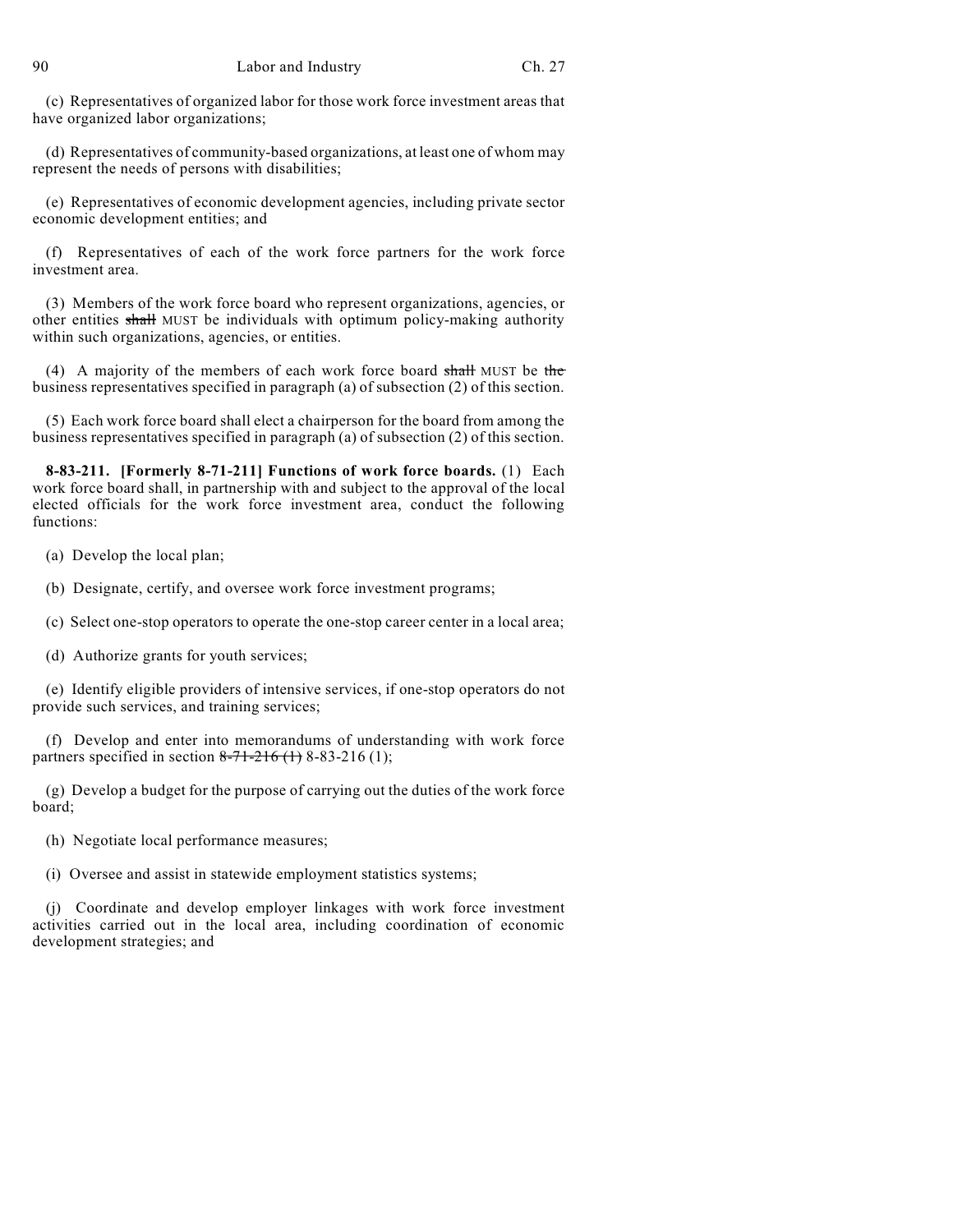(c) Representatives of organized labor for those work force investment areas that have organized labor organizations;

(d) Representatives of community-based organizations, at least one of whom may represent the needs of persons with disabilities;

(e) Representatives of economic development agencies, including private sector economic development entities; and

(f) Representatives of each of the work force partners for the work force investment area.

(3) Members of the work force board who represent organizations, agencies, or other entities ~~shall~~ MUST be individuals with optimum policy-making authority within such organizations, agencies, or entities.

(4) A majority of the members of each work force board ~~shall~~ MUST be ~~the~~ business representatives specified in paragraph (a) of subsection (2) of this section.

(5) Each work force board shall elect a chairperson for the board from among the business representatives specified in paragraph (a) of subsection (2) of this section.

**8-83-211. [Formerly 8-71-211] Functions of work force boards.** (1) Each work force board shall, in partnership with and subject to the approval of the local elected officials for the work force investment area, conduct the following functions:

(a) Develop the local plan;

(b) Designate, certify, and oversee work force investment programs;

(c) Select one-stop operators to operate the one-stop career center in a local area;

(d) Authorize grants for youth services;

(e) Identify eligible providers of intensive services, if one-stop operators do not provide such services, and training services;

(f) Develop and enter into memorandums of understanding with work force partners specified in section ~~8-71-216 (1)~~ 8-83-216 (1);

(g) Develop a budget for the purpose of carrying out the duties of the work force board;

(h) Negotiate local performance measures;

(i) Oversee and assist in statewide employment statistics systems;

(j) Coordinate and develop employer linkages with work force investment activities carried out in the local area, including coordination of economic development strategies; and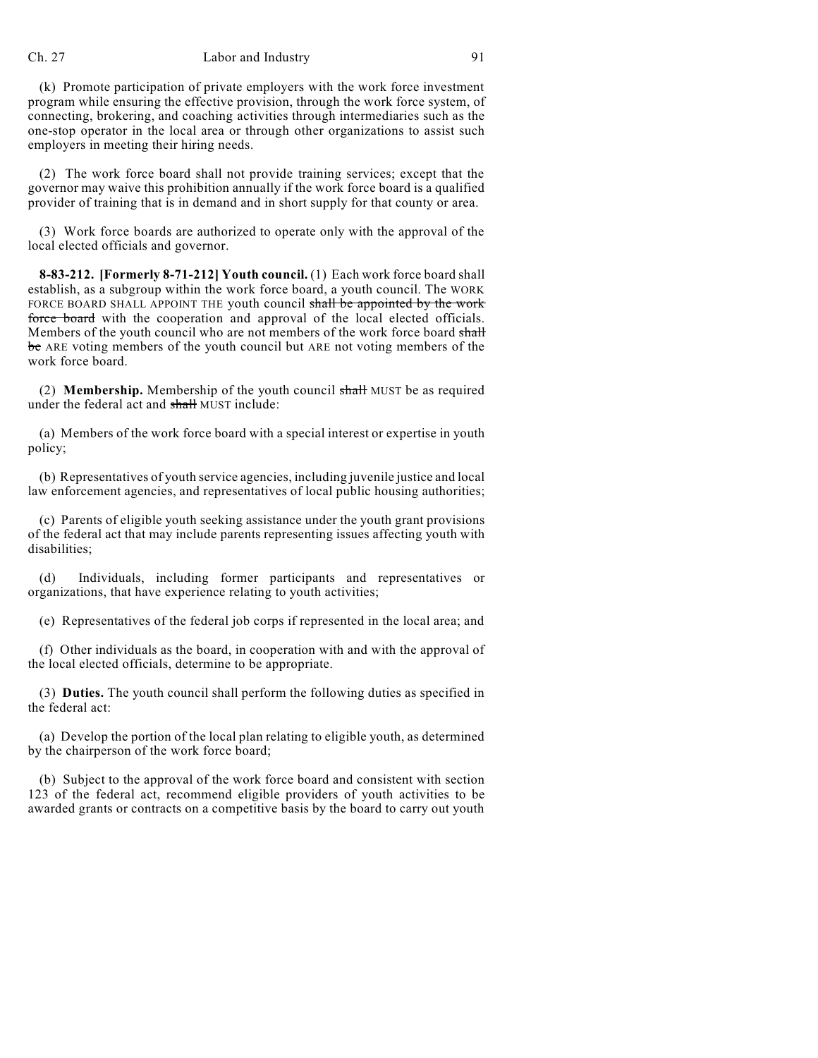(k) Promote participation of private employers with the work force investment program while ensuring the effective provision, through the work force system, of connecting, brokering, and coaching activities through intermediaries such as the one-stop operator in the local area or through other organizations to assist such employers in meeting their hiring needs.

(2) The work force board shall not provide training services; except that the governor may waive this prohibition annually if the work force board is a qualified provider of training that is in demand and in short supply for that county or area.

(3) Work force boards are authorized to operate only with the approval of the local elected officials and governor.

**8-83-212. [Formerly 8-71-212] Youth council.** (1) Each work force board shall establish, as a subgroup within the work force board, a youth council. The WORK FORCE BOARD SHALL APPOINT THE youth council ~~shall be appointed by the work force board~~ with the cooperation and approval of the local elected officials. Members of the youth council who are not members of the work force board ~~shall be~~ ARE voting members of the youth council but ARE not voting members of the work force board.

(2) **Membership.** Membership of the youth council ~~shall~~ MUST be as required under the federal act and ~~shall~~ MUST include:

(a) Members of the work force board with a special interest or expertise in youth policy;

(b) Representatives of youth service agencies, including juvenile justice and local law enforcement agencies, and representatives of local public housing authorities;

(c) Parents of eligible youth seeking assistance under the youth grant provisions of the federal act that may include parents representing issues affecting youth with disabilities;

(d) Individuals, including former participants and representatives or organizations, that have experience relating to youth activities;

(e) Representatives of the federal job corps if represented in the local area; and

(f) Other individuals as the board, in cooperation with and with the approval of the local elected officials, determine to be appropriate.

(3) **Duties.** The youth council shall perform the following duties as specified in the federal act:

(a) Develop the portion of the local plan relating to eligible youth, as determined by the chairperson of the work force board;

(b) Subject to the approval of the work force board and consistent with section 123 of the federal act, recommend eligible providers of youth activities to be awarded grants or contracts on a competitive basis by the board to carry out youth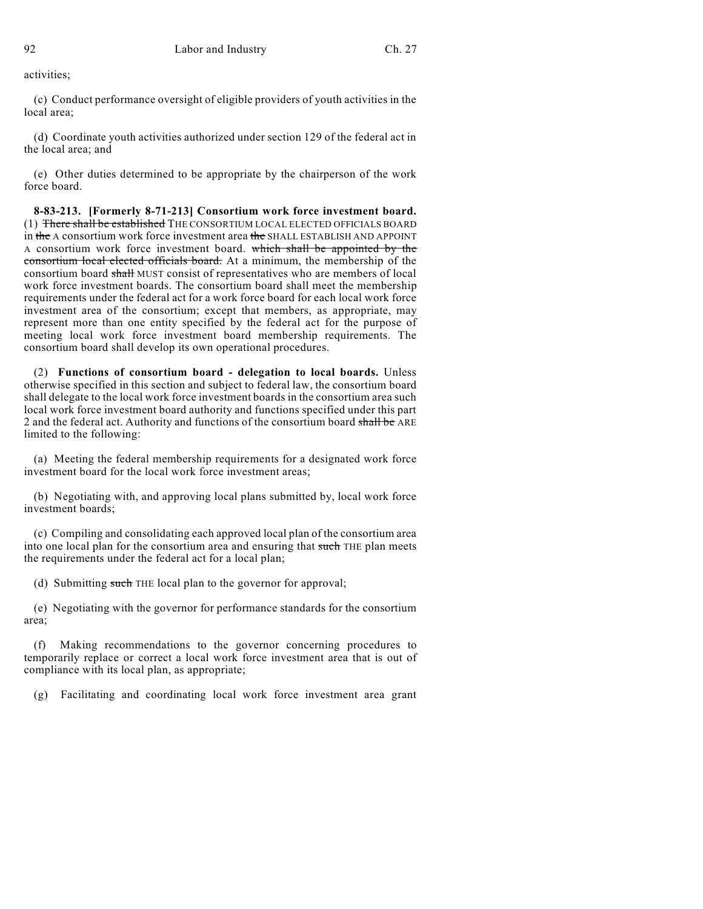activities;

(c) Conduct performance oversight of eligible providers of youth activities in the local area;

(d) Coordinate youth activities authorized under section 129 of the federal act in the local area; and

(e) Other duties determined to be appropriate by the chairperson of the work force board.

**8-83-213. [Formerly 8-71-213] Consortium work force investment board.** (1) ~~There shall be established~~ THE CONSORTIUM LOCAL ELECTED OFFICIALS BOARD in ~~the~~ A consortium work force investment area ~~the~~ SHALL ESTABLISH AND APPOINT A consortium work force investment board. ~~which shall be appointed by the consortium local elected officials board.~~ At a minimum, the membership of the consortium board ~~shall~~ MUST consist of representatives who are members of local work force investment boards. The consortium board shall meet the membership requirements under the federal act for a work force board for each local work force investment area of the consortium; except that members, as appropriate, may represent more than one entity specified by the federal act for the purpose of meeting local work force investment board membership requirements. The consortium board shall develop its own operational procedures.

(2) **Functions of consortium board - delegation to local boards.** Unless otherwise specified in this section and subject to federal law, the consortium board shall delegate to the local work force investment boards in the consortium area such local work force investment board authority and functions specified under this part 2 and the federal act. Authority and functions of the consortium board ~~shall be~~ ARE limited to the following:

(a) Meeting the federal membership requirements for a designated work force investment board for the local work force investment areas;

(b) Negotiating with, and approving local plans submitted by, local work force investment boards;

(c) Compiling and consolidating each approved local plan of the consortium area into one local plan for the consortium area and ensuring that ~~such~~ THE plan meets the requirements under the federal act for a local plan;

(d) Submitting ~~such~~ THE local plan to the governor for approval;

(e) Negotiating with the governor for performance standards for the consortium area;

(f) Making recommendations to the governor concerning procedures to temporarily replace or correct a local work force investment area that is out of compliance with its local plan, as appropriate;

(g) Facilitating and coordinating local work force investment area grant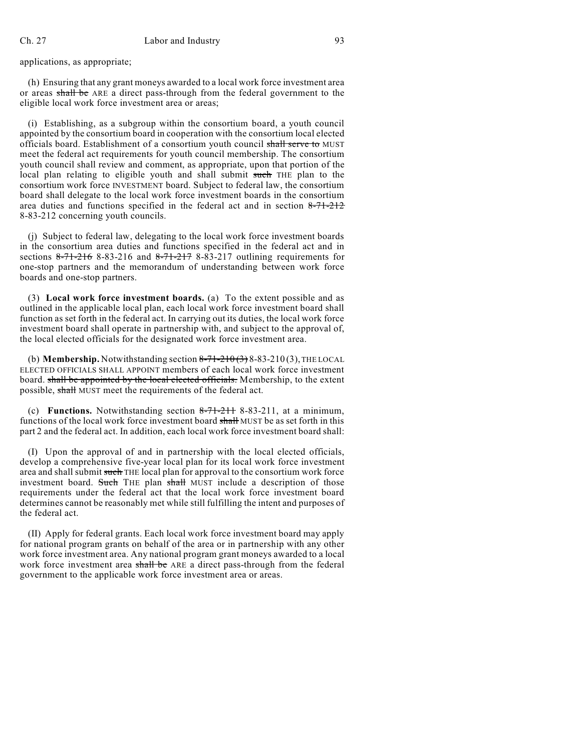applications, as appropriate;

(h) Ensuring that any grant moneys awarded to a local work force investment area or areas ~~shall be~~ ARE a direct pass-through from the federal government to the eligible local work force investment area or areas;

(i) Establishing, as a subgroup within the consortium board, a youth council appointed by the consortium board in cooperation with the consortium local elected officials board. Establishment of a consortium youth council ~~shall serve to~~ MUST meet the federal act requirements for youth council membership. The consortium youth council shall review and comment, as appropriate, upon that portion of the local plan relating to eligible youth and shall submit ~~such~~ THE plan to the consortium work force INVESTMENT board. Subject to federal law, the consortium board shall delegate to the local work force investment boards in the consortium area duties and functions specified in the federal act and in section ~~8-71-212~~ 8-83-212 concerning youth councils.

(j) Subject to federal law, delegating to the local work force investment boards in the consortium area duties and functions specified in the federal act and in sections ~~8-71-216~~ 8-83-216 and ~~8-71-217~~ 8-83-217 outlining requirements for one-stop partners and the memorandum of understanding between work force boards and one-stop partners.

(3) **Local work force investment boards.** (a) To the extent possible and as outlined in the applicable local plan, each local work force investment board shall function as set forth in the federal act. In carrying out its duties, the local work force investment board shall operate in partnership with, and subject to the approval of, the local elected officials for the designated work force investment area.

(b) **Membership.** Notwithstanding section ~~8-71-210 (3)~~ 8-83-210 (3), THE LOCAL ELECTED OFFICIALS SHALL APPOINT members of each local work force investment board. ~~shall be appointed by the local elected officials.~~ Membership, to the extent possible, ~~shall~~ MUST meet the requirements of the federal act.

(c) **Functions.** Notwithstanding section ~~8-71-211~~ 8-83-211, at a minimum, functions of the local work force investment board ~~shall~~ MUST be as set forth in this part 2 and the federal act. In addition, each local work force investment board shall:

(I) Upon the approval of and in partnership with the local elected officials, develop a comprehensive five-year local plan for its local work force investment area and shall submit ~~such~~ THE local plan for approval to the consortium work force investment board. ~~Such~~ THE plan ~~shall~~ MUST include a description of those requirements under the federal act that the local work force investment board determines cannot be reasonably met while still fulfilling the intent and purposes of the federal act.

(II) Apply for federal grants. Each local work force investment board may apply for national program grants on behalf of the area or in partnership with any other work force investment area. Any national program grant moneys awarded to a local work force investment area ~~shall be~~ ARE a direct pass-through from the federal government to the applicable work force investment area or areas.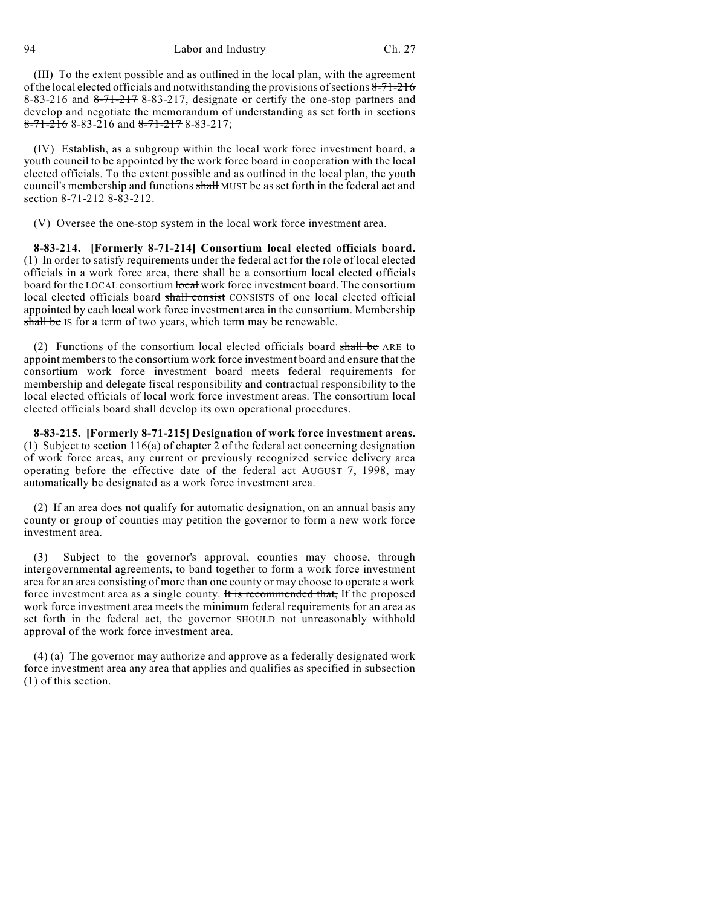(III) To the extent possible and as outlined in the local plan, with the agreement of the local elected officials and notwithstanding the provisions of sections ~~8-71-216~~ 8-83-216 and ~~8-71-217~~ 8-83-217, designate or certify the one-stop partners and develop and negotiate the memorandum of understanding as set forth in sections ~~8-71-216~~ 8-83-216 and ~~8-71-217~~ 8-83-217;

(IV) Establish, as a subgroup within the local work force investment board, a youth council to be appointed by the work force board in cooperation with the local elected officials. To the extent possible and as outlined in the local plan, the youth council's membership and functions ~~shall~~ MUST be as set forth in the federal act and section ~~8-71-212~~ 8-83-212.

(V) Oversee the one-stop system in the local work force investment area.

**8-83-214. [Formerly 8-71-214] Consortium local elected officials board.** (1) In order to satisfy requirements under the federal act for the role of local elected officials in a work force area, there shall be a consortium local elected officials board for the LOCAL consortium ~~local~~ work force investment board. The consortium local elected officials board ~~shall consist~~ CONSISTS of one local elected official appointed by each local work force investment area in the consortium. Membership ~~shall be~~ IS for a term of two years, which term may be renewable.

(2) Functions of the consortium local elected officials board ~~shall be~~ ARE to appoint members to the consortium work force investment board and ensure that the consortium work force investment board meets federal requirements for membership and delegate fiscal responsibility and contractual responsibility to the local elected officials of local work force investment areas. The consortium local elected officials board shall develop its own operational procedures.

**8-83-215. [Formerly 8-71-215] Designation of work force investment areas.** (1) Subject to section 116(a) of chapter 2 of the federal act concerning designation of work force areas, any current or previously recognized service delivery area operating before ~~the effective date of the federal act~~ AUGUST 7, 1998, may automatically be designated as a work force investment area.

(2) If an area does not qualify for automatic designation, on an annual basis any county or group of counties may petition the governor to form a new work force investment area.

(3) Subject to the governor's approval, counties may choose, through intergovernmental agreements, to band together to form a work force investment area for an area consisting of more than one county or may choose to operate a work force investment area as a single county. ~~It is recommended that,~~ If the proposed work force investment area meets the minimum federal requirements for an area as set forth in the federal act, the governor SHOULD not unreasonably withhold approval of the work force investment area.

(4) (a) The governor may authorize and approve as a federally designated work force investment area any area that applies and qualifies as specified in subsection (1) of this section.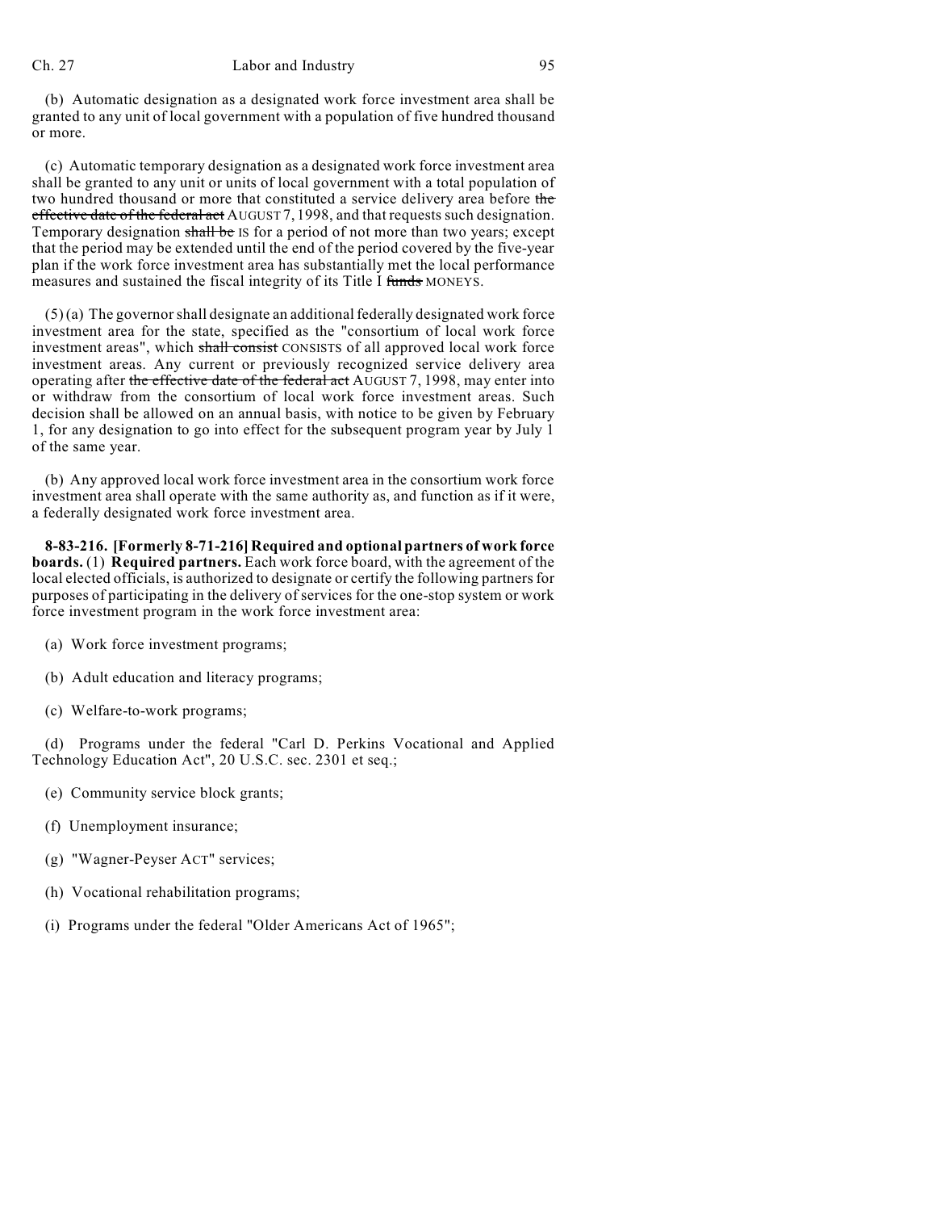(b) Automatic designation as a designated work force investment area shall be granted to any unit of local government with a population of five hundred thousand or more.

(c) Automatic temporary designation as a designated work force investment area shall be granted to any unit or units of local government with a total population of two hundred thousand or more that constituted a service delivery area before ~~the effective date of the federal act~~ AUGUST 7, 1998, and that requests such designation. Temporary designation ~~shall be~~ IS for a period of not more than two years; except that the period may be extended until the end of the period covered by the five-year plan if the work force investment area has substantially met the local performance measures and sustained the fiscal integrity of its Title I ~~funds~~ MONEYS.

(5) (a) The governor shall designate an additional federally designated work force investment area for the state, specified as the "consortium of local work force investment areas", which ~~shall consist~~ CONSISTS of all approved local work force investment areas. Any current or previously recognized service delivery area operating after ~~the effective date of the federal act~~ AUGUST 7, 1998, may enter into or withdraw from the consortium of local work force investment areas. Such decision shall be allowed on an annual basis, with notice to be given by February 1, for any designation to go into effect for the subsequent program year by July 1 of the same year.

(b) Any approved local work force investment area in the consortium work force investment area shall operate with the same authority as, and function as if it were, a federally designated work force investment area.

**8-83-216. [Formerly 8-71-216] Required and optional partners of work force boards.** (1) **Required partners.** Each work force board, with the agreement of the local elected officials, is authorized to designate or certify the following partners for purposes of participating in the delivery of services for the one-stop system or work force investment program in the work force investment area:

(a) Work force investment programs;

(b) Adult education and literacy programs;

(c) Welfare-to-work programs;

(d) Programs under the federal "Carl D. Perkins Vocational and Applied Technology Education Act", 20 U.S.C. sec. 2301 et seq.;

(e) Community service block grants;

(f) Unemployment insurance;

(g) "Wagner-Peyser ACT" services;

(h) Vocational rehabilitation programs;

(i) Programs under the federal "Older Americans Act of 1965";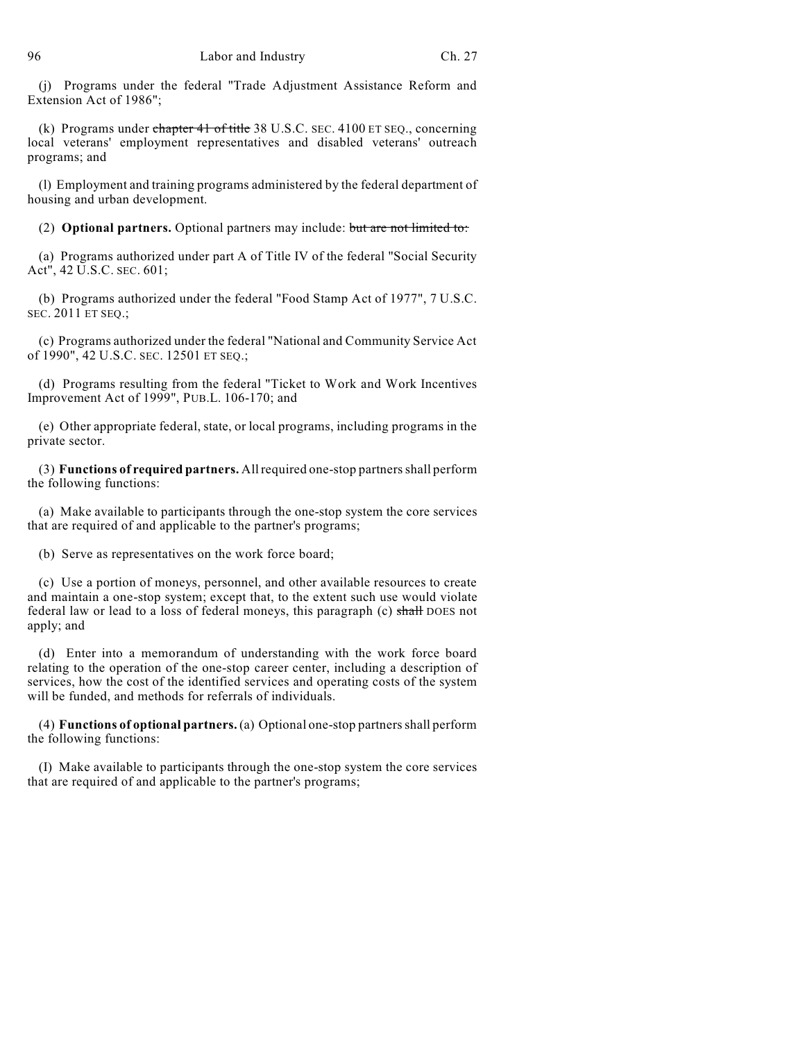(j) Programs under the federal "Trade Adjustment Assistance Reform and Extension Act of 1986";

(k) Programs under ~~chapter 41 of title~~ 38 U.S.C. SEC. 4100 ET SEQ., concerning local veterans' employment representatives and disabled veterans' outreach programs; and

(l) Employment and training programs administered by the federal department of housing and urban development.

(2) **Optional partners.** Optional partners may include: ~~but are not limited to:~~

(a) Programs authorized under part A of Title IV of the federal "Social Security Act", 42 U.S.C. SEC. 601;

(b) Programs authorized under the federal "Food Stamp Act of 1977", 7 U.S.C. SEC. 2011 ET SEQ.;

(c) Programs authorized under the federal "National and Community Service Act of 1990", 42 U.S.C. SEC. 12501 ET SEQ.;

(d) Programs resulting from the federal "Ticket to Work and Work Incentives Improvement Act of 1999", PUB.L. 106-170; and

(e) Other appropriate federal, state, or local programs, including programs in the private sector.

(3) **Functions of required partners.** All required one-stop partners shall perform the following functions:

(a) Make available to participants through the one-stop system the core services that are required of and applicable to the partner's programs;

(b) Serve as representatives on the work force board;

(c) Use a portion of moneys, personnel, and other available resources to create and maintain a one-stop system; except that, to the extent such use would violate federal law or lead to a loss of federal moneys, this paragraph (c) ~~shall~~ DOES not apply; and

(d) Enter into a memorandum of understanding with the work force board relating to the operation of the one-stop career center, including a description of services, how the cost of the identified services and operating costs of the system will be funded, and methods for referrals of individuals.

(4) **Functions of optional partners.** (a) Optional one-stop partners shall perform the following functions:

(I) Make available to participants through the one-stop system the core services that are required of and applicable to the partner's programs;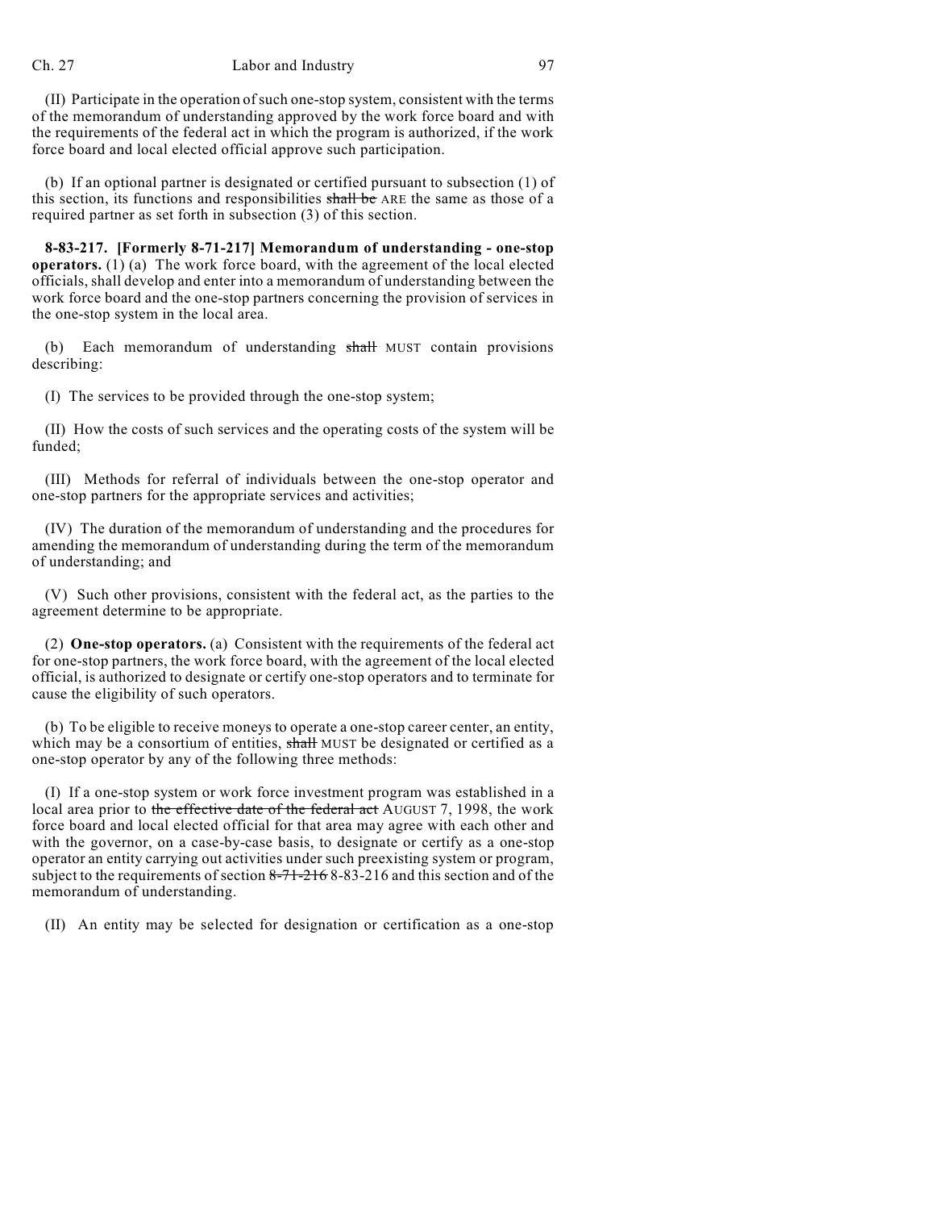(II) Participate in the operation of such one-stop system, consistent with the terms of the memorandum of understanding approved by the work force board and with the requirements of the federal act in which the program is authorized, if the work force board and local elected official approve such participation.

(b) If an optional partner is designated or certified pursuant to subsection (1) of this section, its functions and responsibilities ~~shall be~~ ARE the same as those of a required partner as set forth in subsection (3) of this section.

**8-83-217. [Formerly 8-71-217] Memorandum of understanding - one-stop operators.** (1) (a) The work force board, with the agreement of the local elected officials, shall develop and enter into a memorandum of understanding between the work force board and the one-stop partners concerning the provision of services in the one-stop system in the local area.

(b) Each memorandum of understanding ~~shall~~ MUST contain provisions describing:

(I) The services to be provided through the one-stop system;

(II) How the costs of such services and the operating costs of the system will be funded;

(III) Methods for referral of individuals between the one-stop operator and one-stop partners for the appropriate services and activities;

(IV) The duration of the memorandum of understanding and the procedures for amending the memorandum of understanding during the term of the memorandum of understanding; and

(V) Such other provisions, consistent with the federal act, as the parties to the agreement determine to be appropriate.

(2) **One-stop operators.** (a) Consistent with the requirements of the federal act for one-stop partners, the work force board, with the agreement of the local elected official, is authorized to designate or certify one-stop operators and to terminate for cause the eligibility of such operators.

(b) To be eligible to receive moneys to operate a one-stop career center, an entity, which may be a consortium of entities, ~~shall~~ MUST be designated or certified as a one-stop operator by any of the following three methods:

(I) If a one-stop system or work force investment program was established in a local area prior to ~~the effective date of the federal act~~ AUGUST 7, 1998, the work force board and local elected official for that area may agree with each other and with the governor, on a case-by-case basis, to designate or certify as a one-stop operator an entity carrying out activities under such preexisting system or program, subject to the requirements of section ~~8-71-216~~ 8-83-216 and this section and of the memorandum of understanding.

(II) An entity may be selected for designation or certification as a one-stop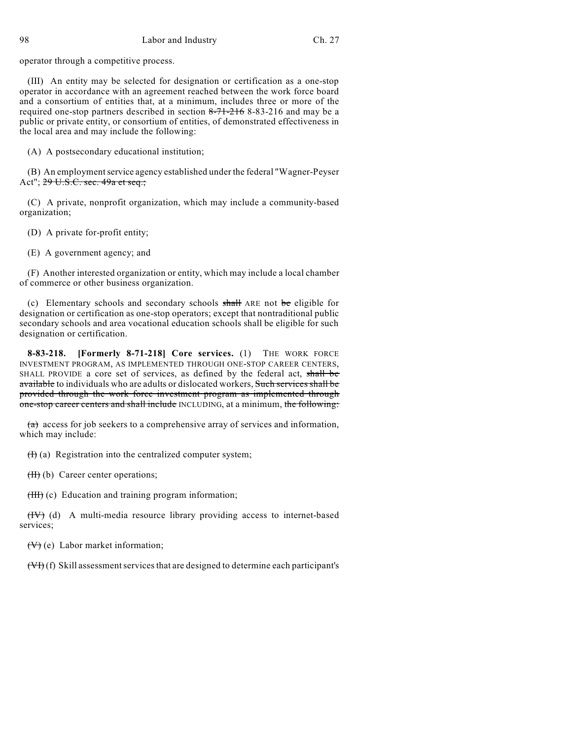operator through a competitive process.

(III) An entity may be selected for designation or certification as a one-stop operator in accordance with an agreement reached between the work force board and a consortium of entities that, at a minimum, includes three or more of the required one-stop partners described in section ~~8-71-216~~ 8-83-216 and may be a public or private entity, or consortium of entities, of demonstrated effectiveness in the local area and may include the following:

(A) A postsecondary educational institution;

(B) An employment service agency established under the federal "Wagner-Peyser Act"; ~~29 U.S.C. sec. 49a et seq.;~~

(C) A private, nonprofit organization, which may include a community-based organization;

(D) A private for-profit entity;

(E) A government agency; and

(F) Another interested organization or entity, which may include a local chamber of commerce or other business organization.

(c) Elementary schools and secondary schools ~~shall~~ ARE not ~~be~~ eligible for designation or certification as one-stop operators; except that nontraditional public secondary schools and area vocational education schools shall be eligible for such designation or certification.

**8-83-218. [Formerly 8-71-218] Core services.** (1) THE WORK FORCE INVESTMENT PROGRAM, AS IMPLEMENTED THROUGH ONE-STOP CAREER CENTERS, SHALL PROVIDE a core set of services, as defined by the federal act, ~~shall be available~~ to individuals who are adults or dislocated workers, ~~Such services shall be provided through the work force investment program as implemented through one-stop career centers and shall include~~ INCLUDING, at a minimum, ~~the following:~~

~~(a)~~ access for job seekers to a comprehensive array of services and information, which may include:

~~(I)~~ (a) Registration into the centralized computer system;

~~(II)~~ (b) Career center operations;

~~(III)~~ (c) Education and training program information;

~~(IV)~~ (d) A multi-media resource library providing access to internet-based services;

~~(V)~~ (e) Labor market information;

~~(VI)~~ (f) Skill assessment services that are designed to determine each participant's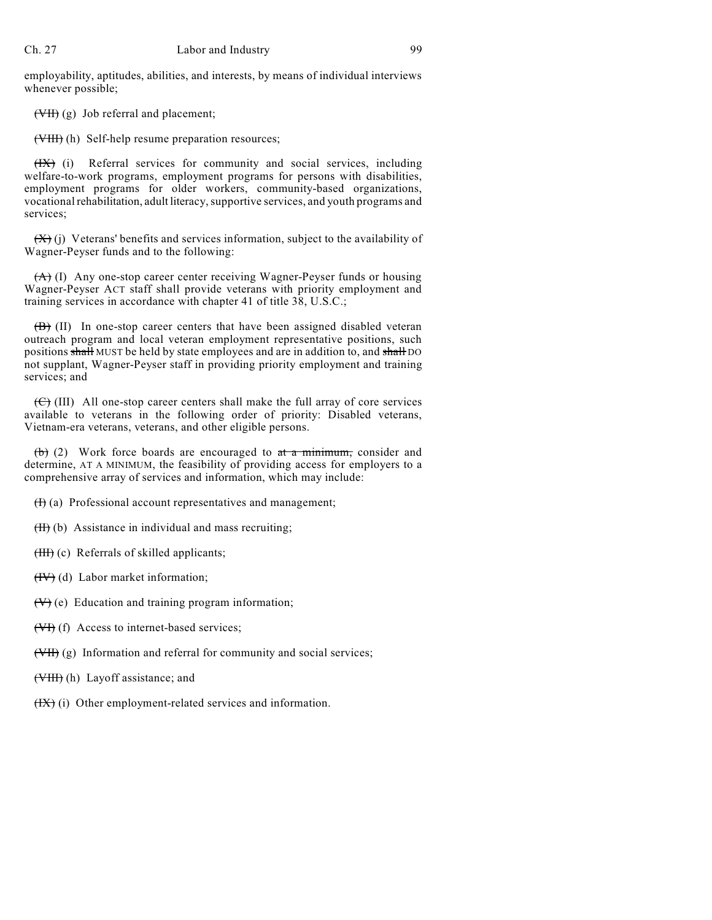employability, aptitudes, abilities, and interests, by means of individual interviews whenever possible;

~~(VII)~~ (g) Job referral and placement;

~~(VIII)~~ (h) Self-help resume preparation resources;

~~(IX)~~ (i) Referral services for community and social services, including welfare-to-work programs, employment programs for persons with disabilities, employment programs for older workers, community-based organizations, vocational rehabilitation, adult literacy, supportive services, and youth programs and services;

~~(X)~~ (j) Veterans' benefits and services information, subject to the availability of Wagner-Peyser funds and to the following:

~~(A)~~ (I) Any one-stop career center receiving Wagner-Peyser funds or housing Wagner-Peyser ACT staff shall provide veterans with priority employment and training services in accordance with chapter 41 of title 38, U.S.C.;

~~(B)~~ (II) In one-stop career centers that have been assigned disabled veteran outreach program and local veteran employment representative positions, such positions ~~shall~~ MUST be held by state employees and are in addition to, and ~~shall~~ DO not supplant, Wagner-Peyser staff in providing priority employment and training services; and

~~(C)~~ (III) All one-stop career centers shall make the full array of core services available to veterans in the following order of priority: Disabled veterans, Vietnam-era veterans, veterans, and other eligible persons.

~~(b)~~ (2) Work force boards are encouraged to ~~at a minimum,~~ consider and determine, AT A MINIMUM, the feasibility of providing access for employers to a comprehensive array of services and information, which may include:

~~(I)~~ (a) Professional account representatives and management;

~~(II)~~ (b) Assistance in individual and mass recruiting;

~~(III)~~ (c) Referrals of skilled applicants;

~~(IV)~~ (d) Labor market information;

~~(V)~~ (e) Education and training program information;

~~(VI)~~ (f) Access to internet-based services;

~~(VII)~~ (g) Information and referral for community and social services;

~~(VIII)~~ (h) Layoff assistance; and

~~(IX)~~ (i) Other employment-related services and information.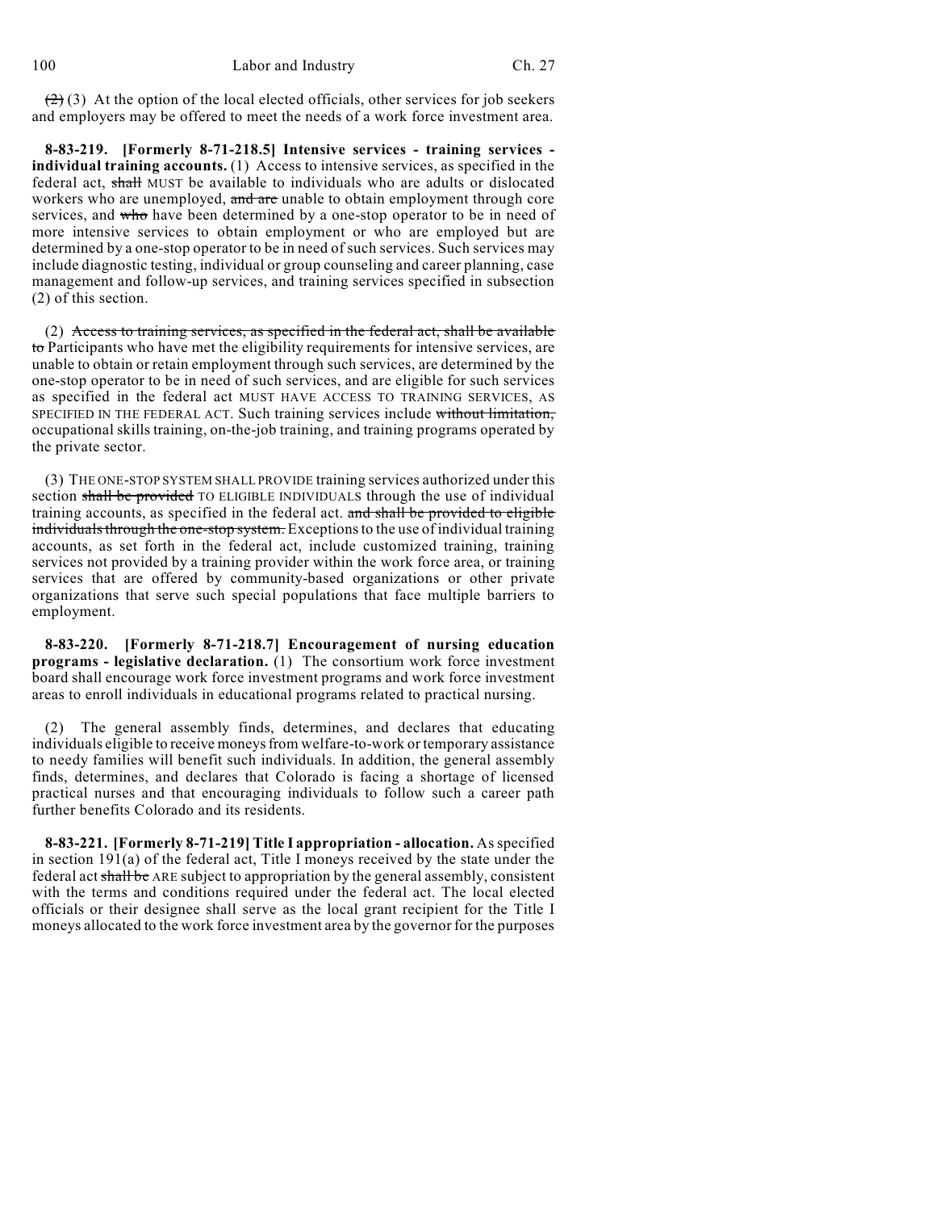~~(2)~~ (3) At the option of the local elected officials, other services for job seekers and employers may be offered to meet the needs of a work force investment area.

**8-83-219. [Formerly 8-71-218.5] Intensive services - training services - individual training accounts.** (1) Access to intensive services, as specified in the federal act, ~~shall~~ MUST be available to individuals who are adults or dislocated workers who are unemployed, ~~and are~~ unable to obtain employment through core services, and ~~who~~ have been determined by a one-stop operator to be in need of more intensive services to obtain employment or who are employed but are determined by a one-stop operator to be in need of such services. Such services may include diagnostic testing, individual or group counseling and career planning, case management and follow-up services, and training services specified in subsection (2) of this section.

(2) ~~Access to training services, as specified in the federal act, shall be available to~~ Participants who have met the eligibility requirements for intensive services, are unable to obtain or retain employment through such services, are determined by the one-stop operator to be in need of such services, and are eligible for such services as specified in the federal act MUST HAVE ACCESS TO TRAINING SERVICES, AS SPECIFIED IN THE FEDERAL ACT. Such training services include ~~without limitation,~~ occupational skills training, on-the-job training, and training programs operated by the private sector.

(3) THE ONE-STOP SYSTEM SHALL PROVIDE training services authorized under this section ~~shall be provided~~ TO ELIGIBLE INDIVIDUALS through the use of individual training accounts, as specified in the federal act. ~~and shall be provided to eligible individuals through the one-stop system.~~ Exceptions to the use of individual training accounts, as set forth in the federal act, include customized training, training services not provided by a training provider within the work force area, or training services that are offered by community-based organizations or other private organizations that serve such special populations that face multiple barriers to employment.

**8-83-220. [Formerly 8-71-218.7] Encouragement of nursing education programs - legislative declaration.** (1) The consortium work force investment board shall encourage work force investment programs and work force investment areas to enroll individuals in educational programs related to practical nursing.

(2) The general assembly finds, determines, and declares that educating individuals eligible to receive moneys from welfare-to-work or temporary assistance to needy families will benefit such individuals. In addition, the general assembly finds, determines, and declares that Colorado is facing a shortage of licensed practical nurses and that encouraging individuals to follow such a career path further benefits Colorado and its residents.

**8-83-221. [Formerly 8-71-219] Title I appropriation - allocation.** As specified in section 191(a) of the federal act, Title I moneys received by the state under the federal act ~~shall be~~ ARE subject to appropriation by the general assembly, consistent with the terms and conditions required under the federal act. The local elected officials or their designee shall serve as the local grant recipient for the Title I moneys allocated to the work force investment area by the governor for the purposes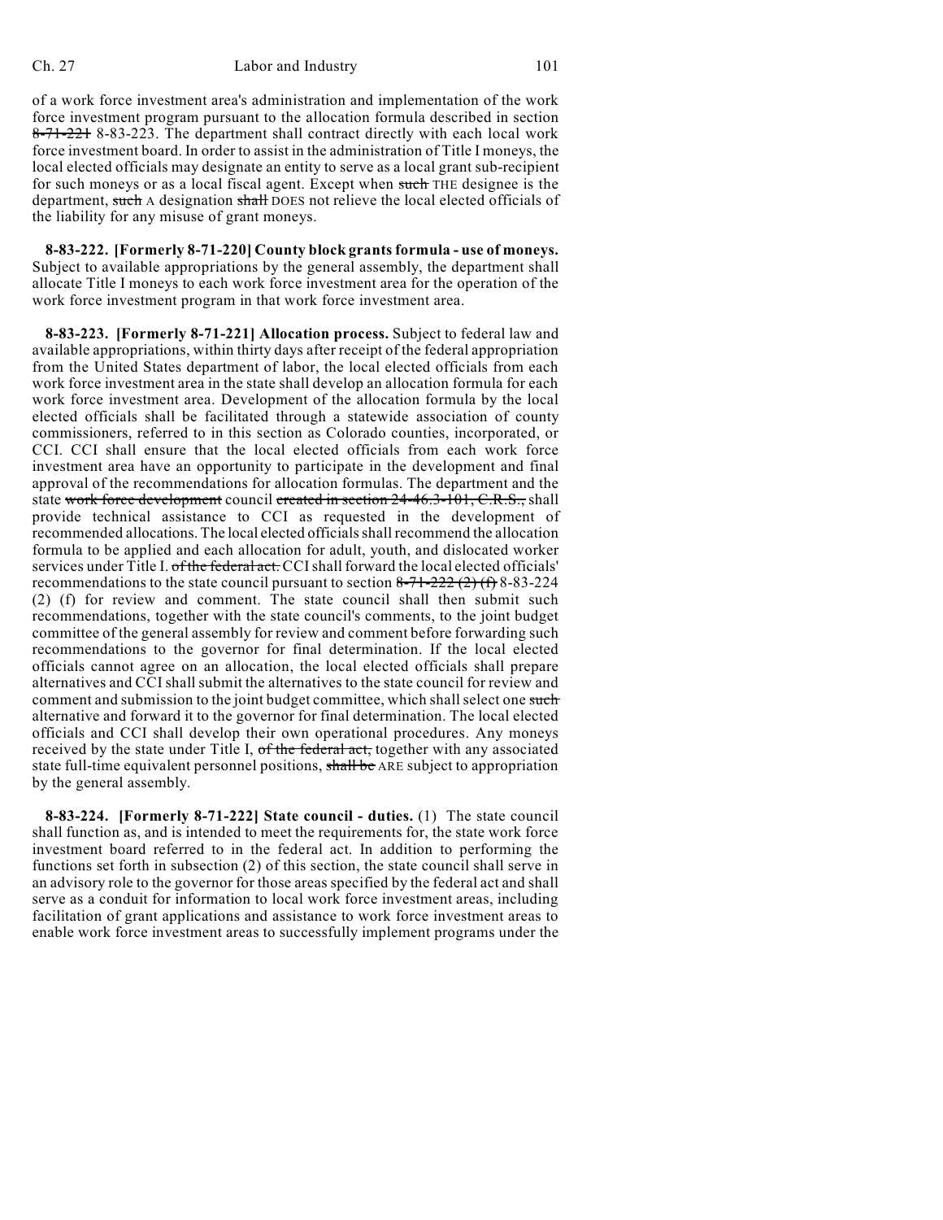of a work force investment area's administration and implementation of the work force investment program pursuant to the allocation formula described in section ~~8-71-221~~ 8-83-223. The department shall contract directly with each local work force investment board. In order to assist in the administration of Title I moneys, the local elected officials may designate an entity to serve as a local grant sub-recipient for such moneys or as a local fiscal agent. Except when ~~such~~ THE designee is the department, ~~such~~ A designation ~~shall~~ DOES not relieve the local elected officials of the liability for any misuse of grant moneys.

**8-83-222. [Formerly 8-71-220] County block grants formula - use of moneys.** Subject to available appropriations by the general assembly, the department shall allocate Title I moneys to each work force investment area for the operation of the work force investment program in that work force investment area.

**8-83-223. [Formerly 8-71-221] Allocation process.** Subject to federal law and available appropriations, within thirty days after receipt of the federal appropriation from the United States department of labor, the local elected officials from each work force investment area in the state shall develop an allocation formula for each work force investment area. Development of the allocation formula by the local elected officials shall be facilitated through a statewide association of county commissioners, referred to in this section as Colorado counties, incorporated, or CCI. CCI shall ensure that the local elected officials from each work force investment area have an opportunity to participate in the development and final approval of the recommendations for allocation formulas. The department and the state ~~work force development~~ council ~~created in section 24-46.3-101, C.R.S.,~~ shall provide technical assistance to CCI as requested in the development of recommended allocations. The local elected officials shall recommend the allocation formula to be applied and each allocation for adult, youth, and dislocated worker services under Title I. ~~of the federal act.~~ CCI shall forward the local elected officials' recommendations to the state council pursuant to section ~~8-71-222 (2) (f)~~ 8-83-224 (2) (f) for review and comment. The state council shall then submit such recommendations, together with the state council's comments, to the joint budget committee of the general assembly for review and comment before forwarding such recommendations to the governor for final determination. If the local elected officials cannot agree on an allocation, the local elected officials shall prepare alternatives and CCI shall submit the alternatives to the state council for review and comment and submission to the joint budget committee, which shall select one ~~such~~ alternative and forward it to the governor for final determination. The local elected officials and CCI shall develop their own operational procedures. Any moneys received by the state under Title I, ~~of the federal act,~~ together with any associated state full-time equivalent personnel positions, ~~shall be~~ ARE subject to appropriation by the general assembly.

**8-83-224. [Formerly 8-71-222] State council - duties.** (1) The state council shall function as, and is intended to meet the requirements for, the state work force investment board referred to in the federal act. In addition to performing the functions set forth in subsection (2) of this section, the state council shall serve in an advisory role to the governor for those areas specified by the federal act and shall serve as a conduit for information to local work force investment areas, including facilitation of grant applications and assistance to work force investment areas to enable work force investment areas to successfully implement programs under the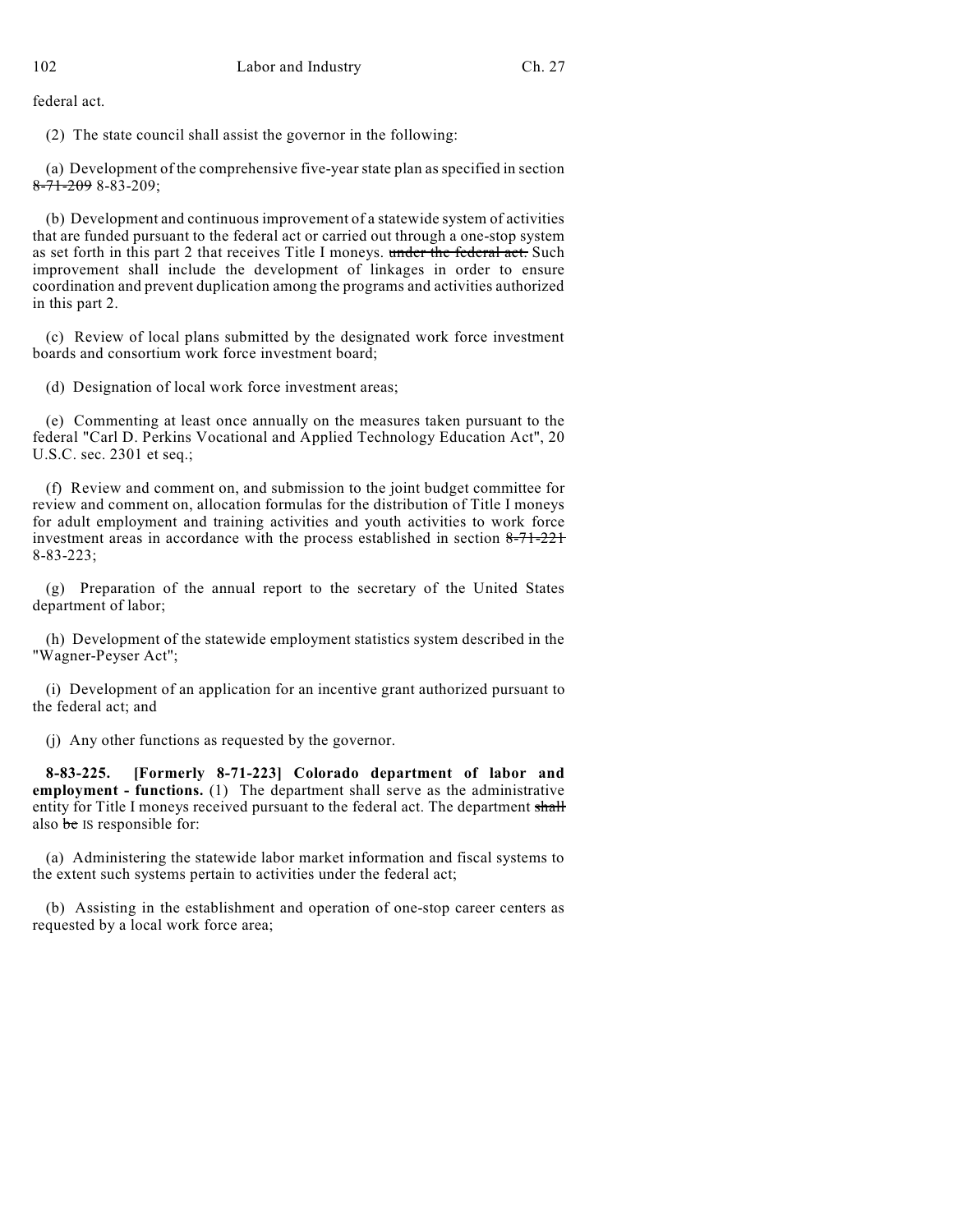federal act.

(2) The state council shall assist the governor in the following:

(a) Development of the comprehensive five-year state plan as specified in section ~~8-71-209~~ 8-83-209;

(b) Development and continuous improvement of a statewide system of activities that are funded pursuant to the federal act or carried out through a one-stop system as set forth in this part 2 that receives Title I moneys. ~~under the federal act.~~ Such improvement shall include the development of linkages in order to ensure coordination and prevent duplication among the programs and activities authorized in this part 2.

(c) Review of local plans submitted by the designated work force investment boards and consortium work force investment board;

(d) Designation of local work force investment areas;

(e) Commenting at least once annually on the measures taken pursuant to the federal "Carl D. Perkins Vocational and Applied Technology Education Act", 20 U.S.C. sec. 2301 et seq.;

(f) Review and comment on, and submission to the joint budget committee for review and comment on, allocation formulas for the distribution of Title I moneys for adult employment and training activities and youth activities to work force investment areas in accordance with the process established in section ~~8-71-221~~ 8-83-223;

(g) Preparation of the annual report to the secretary of the United States department of labor;

(h) Development of the statewide employment statistics system described in the "Wagner-Peyser Act";

(i) Development of an application for an incentive grant authorized pursuant to the federal act; and

(j) Any other functions as requested by the governor.

**8-83-225. [Formerly 8-71-223] Colorado department of labor and employment - functions.** (1) The department shall serve as the administrative entity for Title I moneys received pursuant to the federal act. The department ~~shall~~ also ~~be~~ IS responsible for:

(a) Administering the statewide labor market information and fiscal systems to the extent such systems pertain to activities under the federal act;

(b) Assisting in the establishment and operation of one-stop career centers as requested by a local work force area;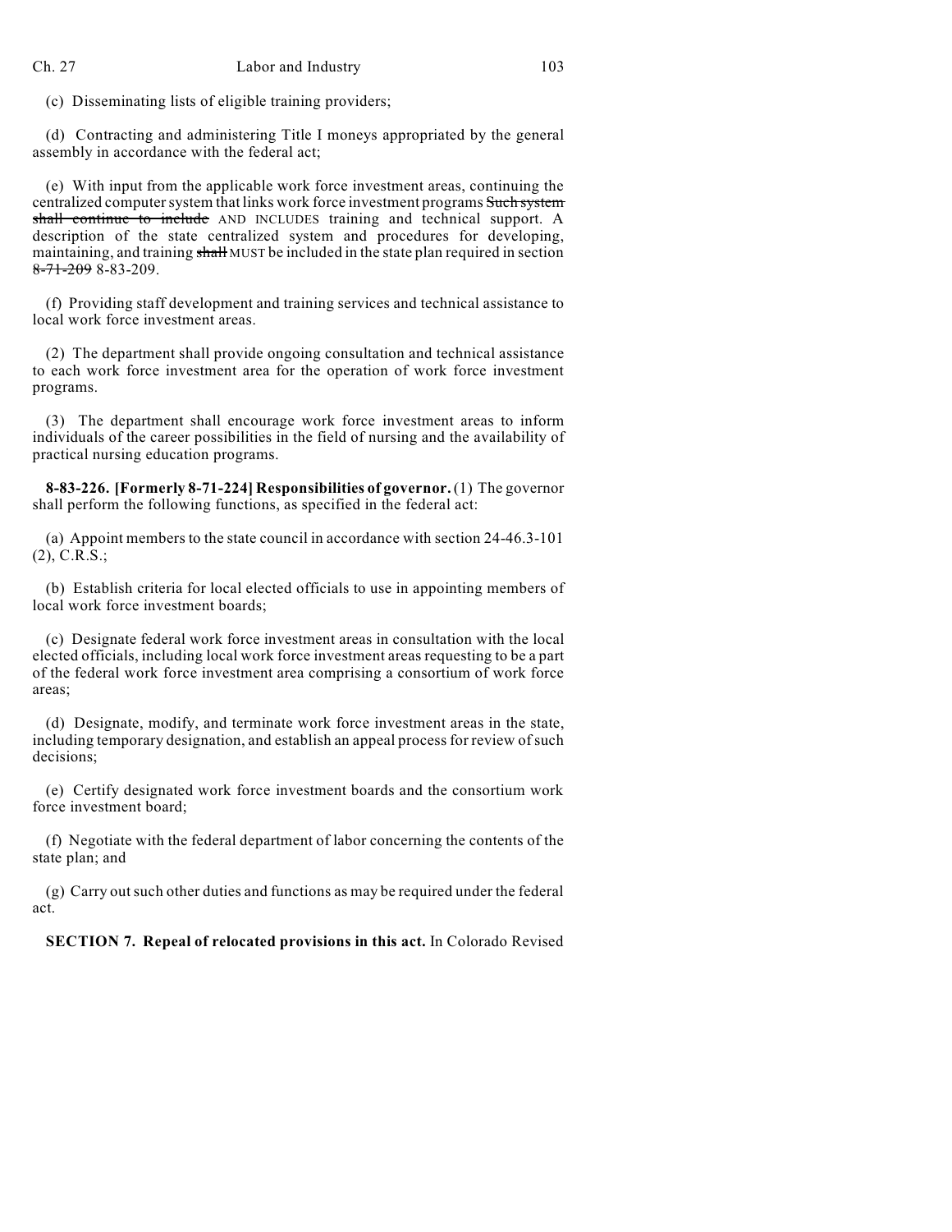(c) Disseminating lists of eligible training providers;

(d) Contracting and administering Title I moneys appropriated by the general assembly in accordance with the federal act;

(e) With input from the applicable work force investment areas, continuing the centralized computer system that links work force investment programs ~~Such system shall continue to include~~ AND INCLUDES training and technical support. A description of the state centralized system and procedures for developing, maintaining, and training ~~shall~~ MUST be included in the state plan required in section ~~8-71-209~~ 8-83-209.

(f) Providing staff development and training services and technical assistance to local work force investment areas.

(2) The department shall provide ongoing consultation and technical assistance to each work force investment area for the operation of work force investment programs.

(3) The department shall encourage work force investment areas to inform individuals of the career possibilities in the field of nursing and the availability of practical nursing education programs.

**8-83-226. [Formerly 8-71-224] Responsibilities of governor.** (1) The governor shall perform the following functions, as specified in the federal act:

(a) Appoint members to the state council in accordance with section 24-46.3-101 (2), C.R.S.;

(b) Establish criteria for local elected officials to use in appointing members of local work force investment boards;

(c) Designate federal work force investment areas in consultation with the local elected officials, including local work force investment areas requesting to be a part of the federal work force investment area comprising a consortium of work force areas;

(d) Designate, modify, and terminate work force investment areas in the state, including temporary designation, and establish an appeal process for review of such decisions;

(e) Certify designated work force investment boards and the consortium work force investment board;

(f) Negotiate with the federal department of labor concerning the contents of the state plan; and

(g) Carry out such other duties and functions as may be required under the federal act.

**SECTION 7. Repeal of relocated provisions in this act.** In Colorado Revised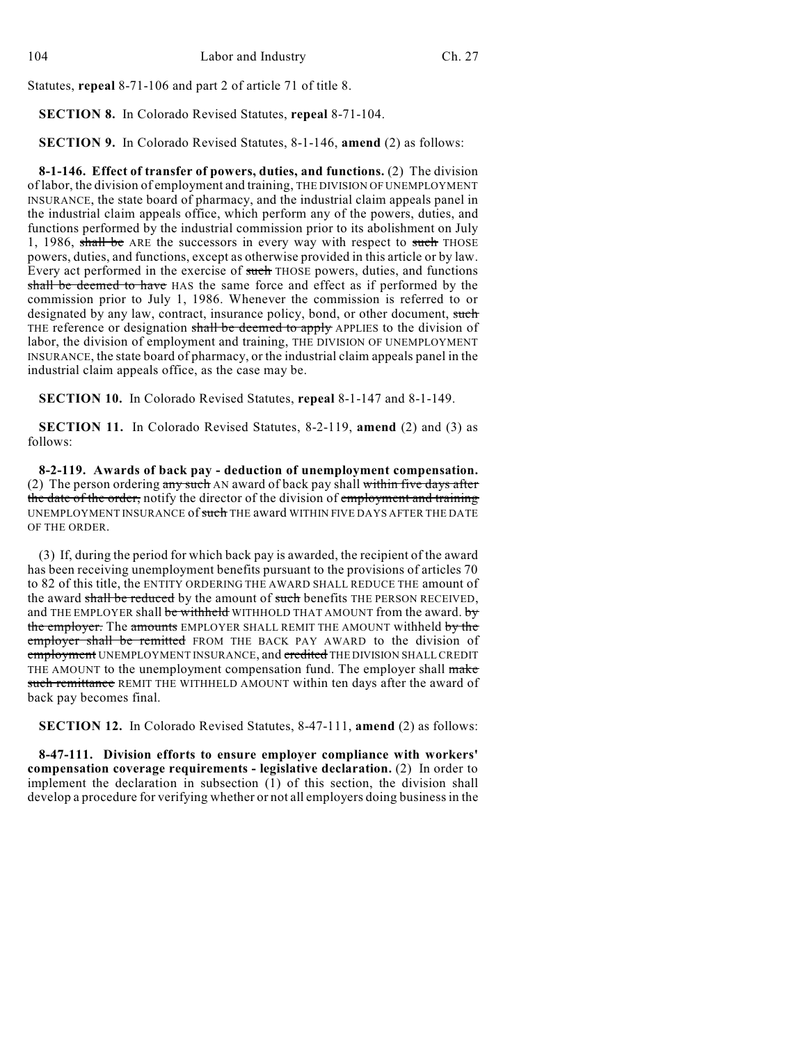Statutes, **repeal** 8-71-106 and part 2 of article 71 of title 8.

**SECTION 8.** In Colorado Revised Statutes, **repeal** 8-71-104.

**SECTION 9.** In Colorado Revised Statutes, 8-1-146, **amend** (2) as follows:

**8-1-146. Effect of transfer of powers, duties, and functions.** (2) The division of labor, the division of employment and training, THE DIVISION OF UNEMPLOYMENT INSURANCE, the state board of pharmacy, and the industrial claim appeals panel in the industrial claim appeals office, which perform any of the powers, duties, and functions performed by the industrial commission prior to its abolishment on July 1, 1986, ~~shall be~~ ARE the successors in every way with respect to ~~such~~ THOSE powers, duties, and functions, except as otherwise provided in this article or by law. Every act performed in the exercise of ~~such~~ THOSE powers, duties, and functions ~~shall be deemed to have~~ HAS the same force and effect as if performed by the commission prior to July 1, 1986. Whenever the commission is referred to or designated by any law, contract, insurance policy, bond, or other document, ~~such~~ THE reference or designation ~~shall be deemed to apply~~ APPLIES to the division of labor, the division of employment and training, THE DIVISION OF UNEMPLOYMENT INSURANCE, the state board of pharmacy, or the industrial claim appeals panel in the industrial claim appeals office, as the case may be.

**SECTION 10.** In Colorado Revised Statutes, **repeal** 8-1-147 and 8-1-149.

**SECTION 11.** In Colorado Revised Statutes, 8-2-119, **amend** (2) and (3) as follows:

**8-2-119. Awards of back pay - deduction of unemployment compensation.** (2) The person ordering ~~any such~~ AN award of back pay shall ~~within five days after the date of the order,~~ notify the director of the division of ~~employment and training~~ UNEMPLOYMENT INSURANCE of ~~such~~ THE award WITHIN FIVE DAYS AFTER THE DATE OF THE ORDER.

(3) If, during the period for which back pay is awarded, the recipient of the award has been receiving unemployment benefits pursuant to the provisions of articles 70 to 82 of this title, the ENTITY ORDERING THE AWARD SHALL REDUCE THE amount of the award ~~shall be reduced~~ by the amount of ~~such~~ benefits THE PERSON RECEIVED, and THE EMPLOYER shall ~~be withheld~~ WITHHOLD THAT AMOUNT from the award. ~~by the employer.~~ The ~~amounts~~ EMPLOYER SHALL REMIT THE AMOUNT withheld ~~by the employer shall be remitted~~ FROM THE BACK PAY AWARD to the division of ~~employment~~ UNEMPLOYMENT INSURANCE, and ~~credited~~ THE DIVISION SHALL CREDIT THE AMOUNT to the unemployment compensation fund. The employer shall ~~make such remittance~~ REMIT THE WITHHELD AMOUNT within ten days after the award of back pay becomes final.

**SECTION 12.** In Colorado Revised Statutes, 8-47-111, **amend** (2) as follows:

**8-47-111. Division efforts to ensure employer compliance with workers' compensation coverage requirements - legislative declaration.** (2) In order to implement the declaration in subsection (1) of this section, the division shall develop a procedure for verifying whether or not all employers doing business in the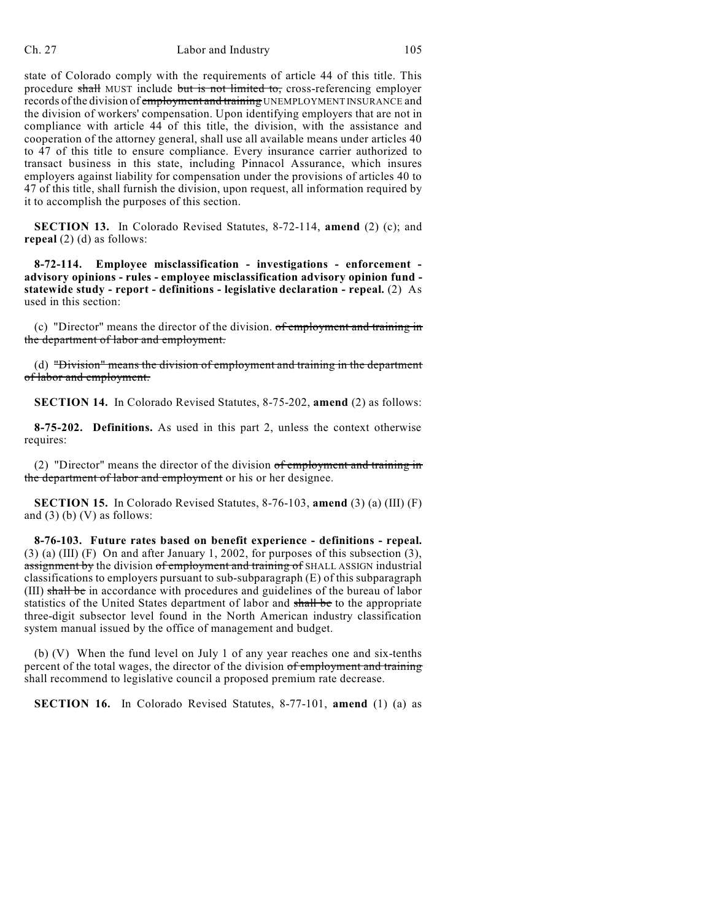state of Colorado comply with the requirements of article 44 of this title. This procedure ~~shall~~ MUST include ~~but is not limited to,~~ cross-referencing employer records of the division of ~~employment and training~~ UNEMPLOYMENT INSURANCE and the division of workers' compensation. Upon identifying employers that are not in compliance with article 44 of this title, the division, with the assistance and cooperation of the attorney general, shall use all available means under articles 40 to 47 of this title to ensure compliance. Every insurance carrier authorized to transact business in this state, including Pinnacol Assurance, which insures employers against liability for compensation under the provisions of articles 40 to 47 of this title, shall furnish the division, upon request, all information required by it to accomplish the purposes of this section.

**SECTION 13.** In Colorado Revised Statutes, 8-72-114, **amend** (2) (c); and **repeal** (2) (d) as follows:

**8-72-114. Employee misclassification - investigations - enforcement - advisory opinions - rules - employee misclassification advisory opinion fund - statewide study - report - definitions - legislative declaration - repeal.** (2) As used in this section:

(c) "Director" means the director of the division. ~~of employment and training in the department of labor and employment.~~

(d) ~~"Division" means the division of employment and training in the department of labor and employment.~~

**SECTION 14.** In Colorado Revised Statutes, 8-75-202, **amend** (2) as follows:

**8-75-202. Definitions.** As used in this part 2, unless the context otherwise requires:

(2) "Director" means the director of the division ~~of employment and training in the department of labor and employment~~ or his or her designee.

**SECTION 15.** In Colorado Revised Statutes, 8-76-103, **amend** (3) (a) (III) (F) and (3) (b) (V) as follows:

**8-76-103. Future rates based on benefit experience - definitions - repeal.** (3) (a) (III) (F) On and after January 1, 2002, for purposes of this subsection (3), ~~assignment by~~ the division ~~of employment and training of~~ SHALL ASSIGN industrial classifications to employers pursuant to sub-subparagraph (E) of this subparagraph (III) ~~shall be~~ in accordance with procedures and guidelines of the bureau of labor statistics of the United States department of labor and ~~shall be~~ to the appropriate three-digit subsector level found in the North American industry classification system manual issued by the office of management and budget.

(b) (V) When the fund level on July 1 of any year reaches one and six-tenths percent of the total wages, the director of the division ~~of employment and training~~ shall recommend to legislative council a proposed premium rate decrease.

**SECTION 16.** In Colorado Revised Statutes, 8-77-101, **amend** (1) (a) as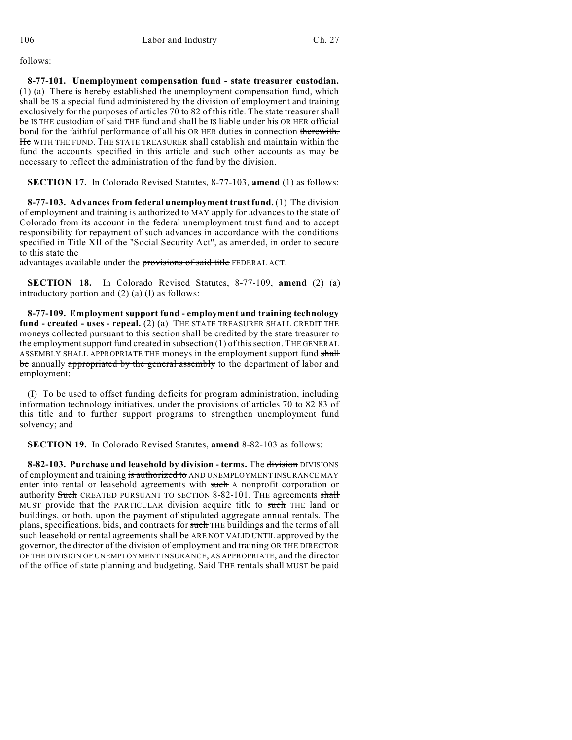follows:

**8-77-101. Unemployment compensation fund - state treasurer custodian.** (1) (a) There is hereby established the unemployment compensation fund, which ~~shall be~~ IS a special fund administered by the division ~~of employment and training~~ exclusively for the purposes of articles 70 to 82 of this title. The state treasurer ~~shall be~~ IS THE custodian of ~~said~~ THE fund and ~~shall be~~ IS liable under his OR HER official bond for the faithful performance of all his OR HER duties in connection ~~therewith. He~~ WITH THE FUND. THE STATE TREASURER shall establish and maintain within the fund the accounts specified in this article and such other accounts as may be necessary to reflect the administration of the fund by the division.

**SECTION 17.** In Colorado Revised Statutes, 8-77-103, **amend** (1) as follows:

**8-77-103. Advances from federal unemployment trust fund.** (1) The division ~~of employment and training is authorized to~~ MAY apply for advances to the state of Colorado from its account in the federal unemployment trust fund and ~~to~~ accept responsibility for repayment of ~~such~~ advances in accordance with the conditions specified in Title XII of the "Social Security Act", as amended, in order to secure to this state the advantages available under the ~~provisions of said title~~ FEDERAL ACT.

**SECTION 18.** In Colorado Revised Statutes, 8-77-109, **amend** (2) (a) introductory portion and (2) (a) (I) as follows:

**8-77-109. Employment support fund - employment and training technology fund - created - uses - repeal.** (2) (a) THE STATE TREASURER SHALL CREDIT THE moneys collected pursuant to this section ~~shall be credited by the state treasurer~~ to the employment support fund created in subsection (1) of this section. THE GENERAL ASSEMBLY SHALL APPROPRIATE THE moneys in the employment support fund ~~shall be~~ annually ~~appropriated by the general assembly~~ to the department of labor and employment:

(I) To be used to offset funding deficits for program administration, including information technology initiatives, under the provisions of articles 70 to ~~82~~ 83 of this title and to further support programs to strengthen unemployment fund solvency; and

**SECTION 19.** In Colorado Revised Statutes, **amend** 8-82-103 as follows:

**8-82-103. Purchase and leasehold by division - terms.** The ~~division~~ DIVISIONS of employment and training ~~is authorized to~~ AND UNEMPLOYMENT INSURANCE MAY enter into rental or leasehold agreements with ~~such~~ A nonprofit corporation or authority ~~Such~~ CREATED PURSUANT TO SECTION 8-82-101. THE agreements ~~shall~~ MUST provide that the PARTICULAR division acquire title to ~~such~~ THE land or buildings, or both, upon the payment of stipulated aggregate annual rentals. The plans, specifications, bids, and contracts for ~~such~~ THE buildings and the terms of all ~~such~~ leasehold or rental agreements ~~shall be~~ ARE NOT VALID UNTIL approved by the governor, the director of the division of employment and training OR THE DIRECTOR OF THE DIVISION OF UNEMPLOYMENT INSURANCE, AS APPROPRIATE, and the director of the office of state planning and budgeting. ~~Said~~ THE rentals ~~shall~~ MUST be paid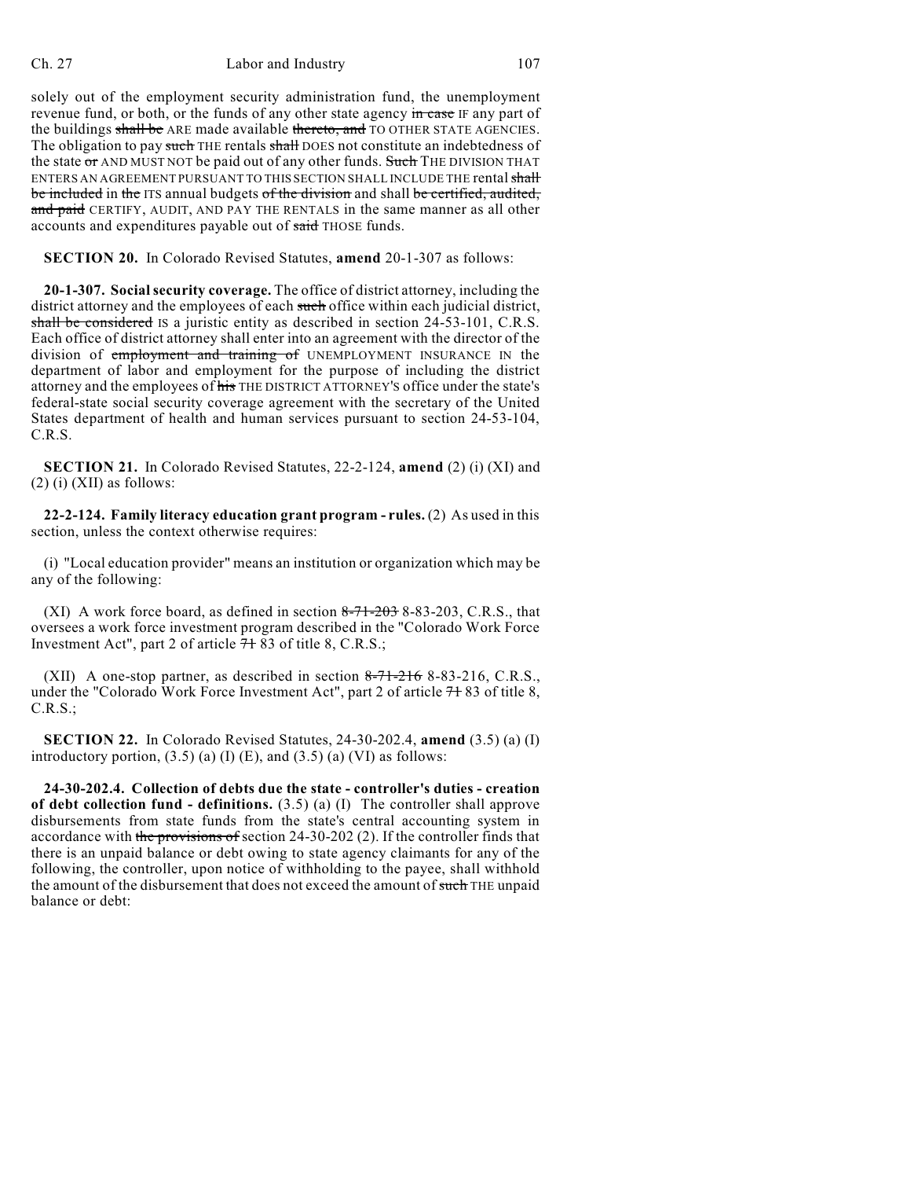solely out of the employment security administration fund, the unemployment revenue fund, or both, or the funds of any other state agency ~~in case~~ IF any part of the buildings ~~shall be~~ ARE made available ~~thereto, and~~ TO OTHER STATE AGENCIES. The obligation to pay ~~such~~ THE rentals ~~shall~~ DOES not constitute an indebtedness of the state ~~or~~ AND MUST NOT be paid out of any other funds. ~~Such~~ THE DIVISION THAT ENTERS AN AGREEMENT PURSUANT TO THIS SECTION SHALL INCLUDE THE rental ~~shall be included~~ in ~~the~~ ITS annual budgets ~~of the division~~ and shall ~~be certified, audited, and paid~~ CERTIFY, AUDIT, AND PAY THE RENTALS in the same manner as all other accounts and expenditures payable out of ~~said~~ THOSE funds.

**SECTION 20.** In Colorado Revised Statutes, **amend** 20-1-307 as follows:

**20-1-307. Social security coverage.** The office of district attorney, including the district attorney and the employees of each ~~such~~ office within each judicial district, ~~shall be considered~~ IS a juristic entity as described in section 24-53-101, C.R.S. Each office of district attorney shall enter into an agreement with the director of the division of ~~employment and training of~~ UNEMPLOYMENT INSURANCE IN the department of labor and employment for the purpose of including the district attorney and the employees of ~~his~~ THE DISTRICT ATTORNEY'S office under the state's federal-state social security coverage agreement with the secretary of the United States department of health and human services pursuant to section 24-53-104, C.R.S.

**SECTION 21.** In Colorado Revised Statutes, 22-2-124, **amend** (2) (i) (XI) and (2) (i) (XII) as follows:

**22-2-124. Family literacy education grant program - rules.** (2) As used in this section, unless the context otherwise requires:

(i) "Local education provider" means an institution or organization which may be any of the following:

(XI) A work force board, as defined in section ~~8-71-203~~ 8-83-203, C.R.S., that oversees a work force investment program described in the "Colorado Work Force Investment Act", part 2 of article ~~71~~ 83 of title 8, C.R.S.;

(XII) A one-stop partner, as described in section ~~8-71-216~~ 8-83-216, C.R.S., under the "Colorado Work Force Investment Act", part 2 of article ~~71~~ 83 of title 8, C.R.S.;

**SECTION 22.** In Colorado Revised Statutes, 24-30-202.4, **amend** (3.5) (a) (I) introductory portion, (3.5) (a) (I) (E), and (3.5) (a) (VI) as follows:

**24-30-202.4. Collection of debts due the state - controller's duties - creation of debt collection fund - definitions.** (3.5) (a) (I) The controller shall approve disbursements from state funds from the state's central accounting system in accordance with ~~the provisions of~~ section 24-30-202 (2). If the controller finds that there is an unpaid balance or debt owing to state agency claimants for any of the following, the controller, upon notice of withholding to the payee, shall withhold the amount of the disbursement that does not exceed the amount of ~~such~~ THE unpaid balance or debt: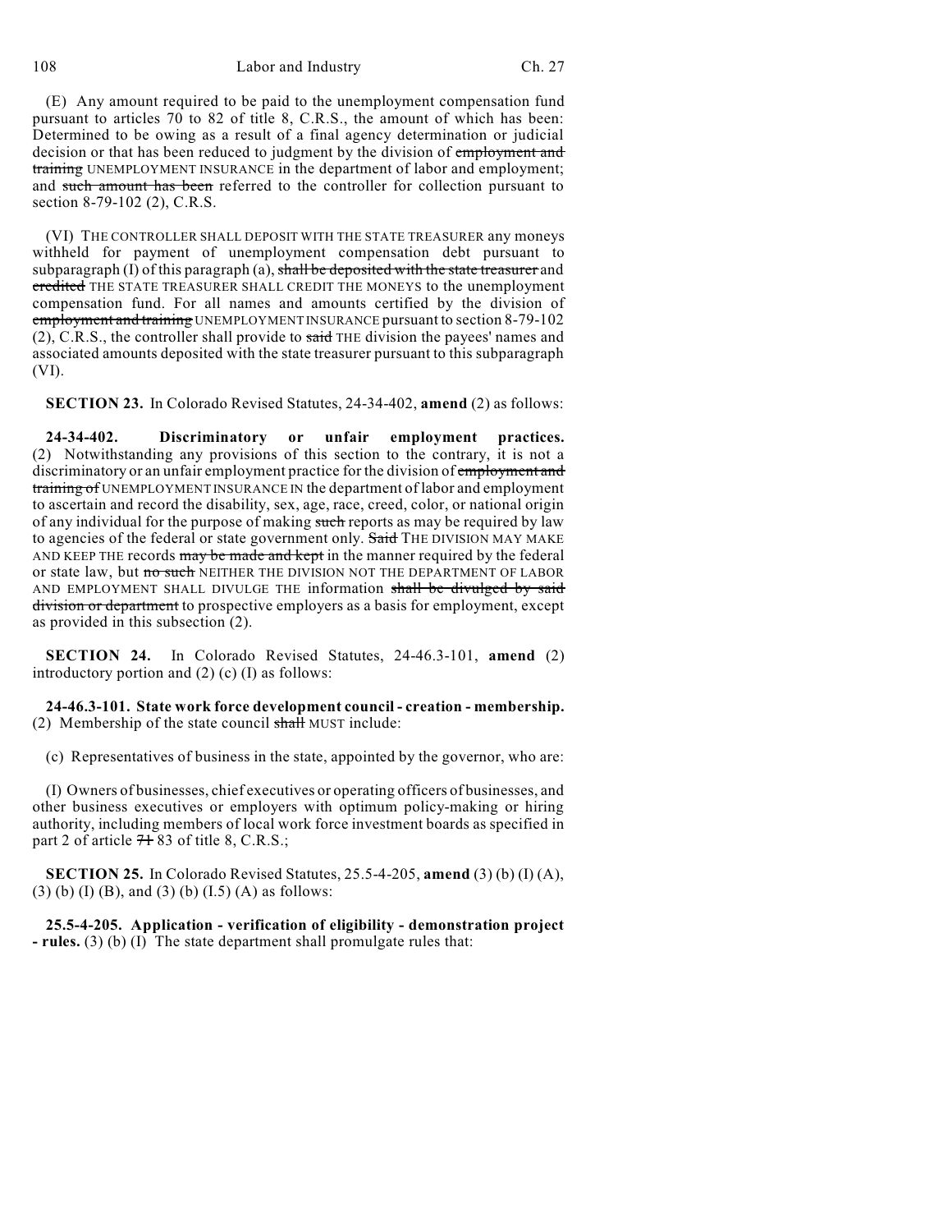(E) Any amount required to be paid to the unemployment compensation fund pursuant to articles 70 to 82 of title 8, C.R.S., the amount of which has been: Determined to be owing as a result of a final agency determination or judicial decision or that has been reduced to judgment by the division of ~~employment and training~~ UNEMPLOYMENT INSURANCE in the department of labor and employment; and ~~such amount has been~~ referred to the controller for collection pursuant to section 8-79-102 (2), C.R.S.

(VI) THE CONTROLLER SHALL DEPOSIT WITH THE STATE TREASURER any moneys withheld for payment of unemployment compensation debt pursuant to subparagraph (I) of this paragraph (a), ~~shall be deposited with the state treasurer~~ and ~~credited~~ THE STATE TREASURER SHALL CREDIT THE MONEYS to the unemployment compensation fund. For all names and amounts certified by the division of ~~employment and training~~ UNEMPLOYMENT INSURANCE pursuant to section 8-79-102 (2), C.R.S., the controller shall provide to ~~said~~ THE division the payees' names and associated amounts deposited with the state treasurer pursuant to this subparagraph (VI).

**SECTION 23.** In Colorado Revised Statutes, 24-34-402, **amend** (2) as follows:

**24-34-402. Discriminatory or unfair employment practices.** (2) Notwithstanding any provisions of this section to the contrary, it is not a discriminatory or an unfair employment practice for the division of ~~employment and training of~~ UNEMPLOYMENT INSURANCE IN the department of labor and employment to ascertain and record the disability, sex, age, race, creed, color, or national origin of any individual for the purpose of making ~~such~~ reports as may be required by law to agencies of the federal or state government only. ~~Said~~ THE DIVISION MAY MAKE AND KEEP THE records ~~may be made and kept~~ in the manner required by the federal or state law, but ~~no such~~ NEITHER THE DIVISION NOT THE DEPARTMENT OF LABOR AND EMPLOYMENT SHALL DIVULGE THE information ~~shall be divulged by said division or department~~ to prospective employers as a basis for employment, except as provided in this subsection (2).

**SECTION 24.** In Colorado Revised Statutes, 24-46.3-101, **amend** (2) introductory portion and (2) (c) (I) as follows:

**24-46.3-101. State work force development council - creation - membership.** (2) Membership of the state council ~~shall~~ MUST include:

(c) Representatives of business in the state, appointed by the governor, who are:

(I) Owners of businesses, chief executives or operating officers of businesses, and other business executives or employers with optimum policy-making or hiring authority, including members of local work force investment boards as specified in part 2 of article ~~71~~ 83 of title 8, C.R.S.;

**SECTION 25.** In Colorado Revised Statutes, 25.5-4-205, **amend** (3) (b) (I) (A), (3) (b) (I) (B), and (3) (b) (I.5) (A) as follows:

**25.5-4-205. Application - verification of eligibility - demonstration project - rules.** (3) (b) (I) The state department shall promulgate rules that: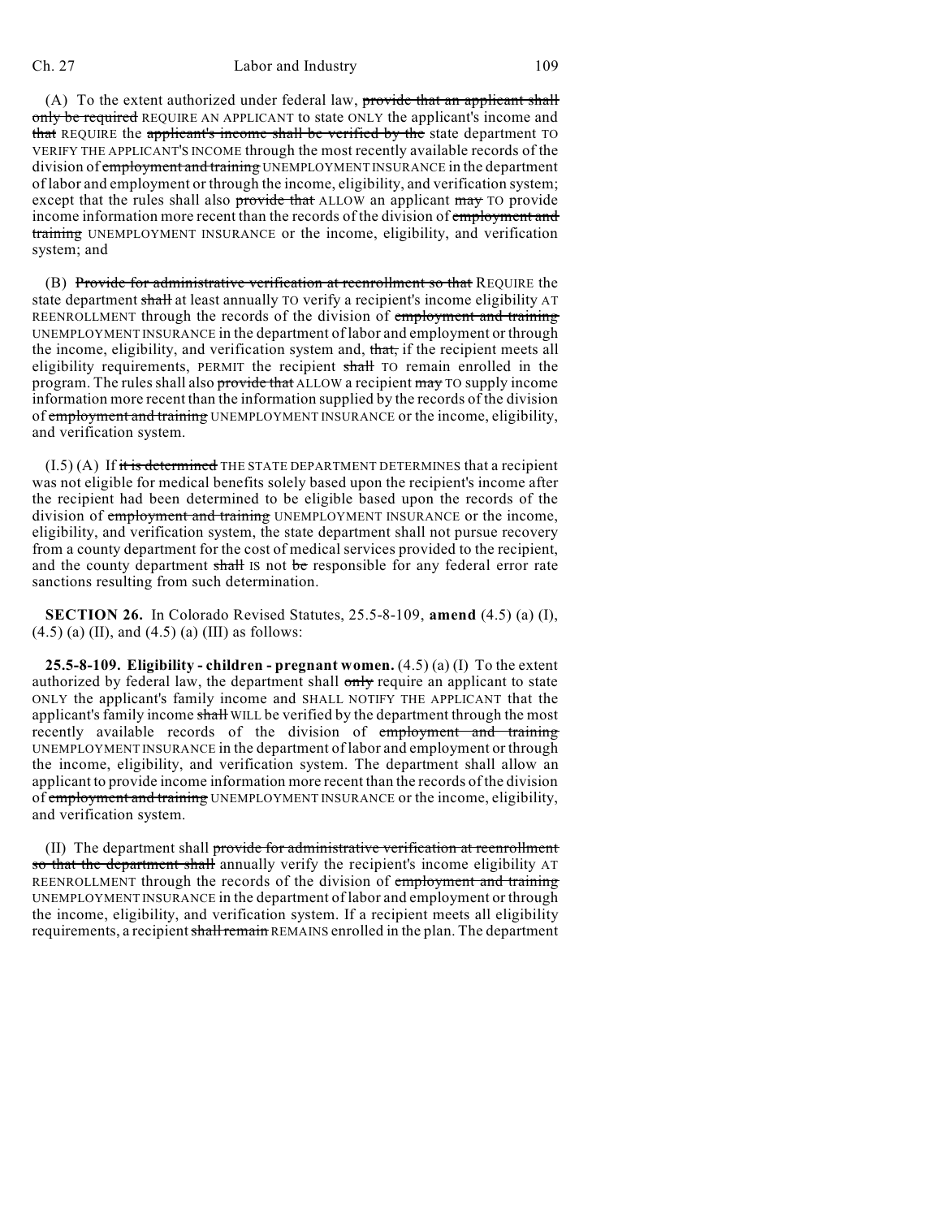(A) To the extent authorized under federal law, ~~provide that an applicant shall only be required~~ REQUIRE AN APPLICANT to state ONLY the applicant's income and ~~that~~ REQUIRE the ~~applicant's income shall be verified by the~~ state department TO VERIFY THE APPLICANT'S INCOME through the most recently available records of the division of ~~employment and training~~ UNEMPLOYMENT INSURANCE in the department of labor and employment or through the income, eligibility, and verification system; except that the rules shall also ~~provide that~~ ALLOW an applicant ~~may~~ TO provide income information more recent than the records of the division of ~~employment and training~~ UNEMPLOYMENT INSURANCE or the income, eligibility, and verification system; and

(B) ~~Provide for administrative verification at reenrollment so that~~ REQUIRE the state department ~~shall~~ at least annually TO verify a recipient's income eligibility AT REENROLLMENT through the records of the division of ~~employment and training~~ UNEMPLOYMENT INSURANCE in the department of labor and employment or through the income, eligibility, and verification system and, ~~that,~~ if the recipient meets all eligibility requirements, PERMIT the recipient ~~shall~~ TO remain enrolled in the program. The rules shall ~~provide that~~ ALLOW a recipient ~~may~~ TO supply income information more recent than the information supplied by the records of the division of ~~employment and training~~ UNEMPLOYMENT INSURANCE or the income, eligibility, and verification system.

(I.5) (A) If ~~it is determined~~ THE STATE DEPARTMENT DETERMINES that a recipient was not eligible for medical benefits solely based upon the recipient's income after the recipient had been determined to be eligible based upon the records of the division of ~~employment and training~~ UNEMPLOYMENT INSURANCE or the income, eligibility, and verification system, the state department shall not pursue recovery from a county department for the cost of medical services provided to the recipient, and the county department ~~shall~~ IS not ~~be~~ responsible for any federal error rate sanctions resulting from such determination.

**SECTION 26.** In Colorado Revised Statutes, 25.5-8-109, **amend** (4.5) (a) (I), (4.5) (a) (II), and (4.5) (a) (III) as follows:

**25.5-8-109. Eligibility - children - pregnant women.** (4.5) (a) (I) To the extent authorized by federal law, the department shall ~~only~~ require an applicant to state ONLY the applicant's family income and SHALL NOTIFY THE APPLICANT that the applicant's family income ~~shall~~ WILL be verified by the department through the most recently available records of the division of ~~employment and training~~ UNEMPLOYMENT INSURANCE in the department of labor and employment or through the income, eligibility, and verification system. The department shall allow an applicant to provide income information more recent than the records of the division of ~~employment and training~~ UNEMPLOYMENT INSURANCE or the income, eligibility, and verification system.

(II) The department shall ~~provide for administrative verification at reenrollment so that the department shall~~ annually verify the recipient's income eligibility AT REENROLLMENT through the records of the division of ~~employment and training~~ UNEMPLOYMENT INSURANCE in the department of labor and employment or through the income, eligibility, and verification system. If a recipient meets all eligibility requirements, a recipient ~~shall remain~~ REMAINS enrolled in the plan. The department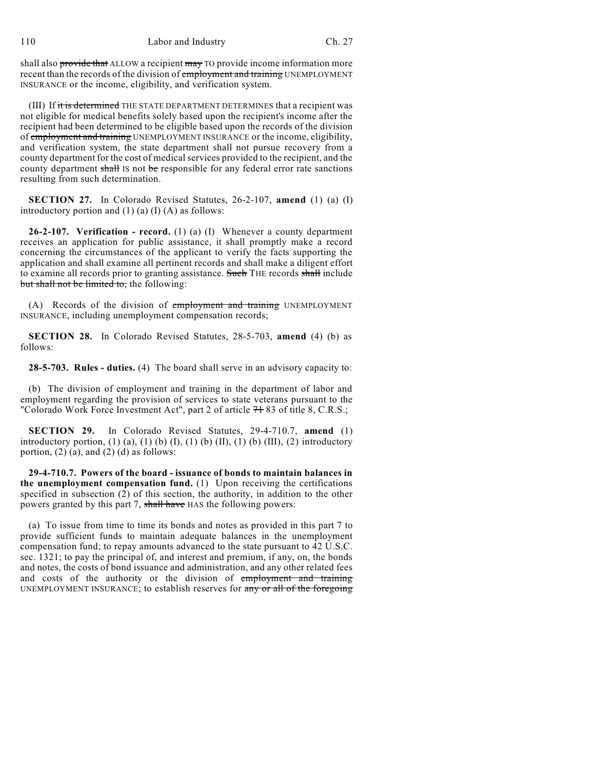shall also ~~provide that~~ ALLOW a recipient ~~may~~ TO provide income information more recent than the records of the division of ~~employment and training~~ UNEMPLOYMENT INSURANCE or the income, eligibility, and verification system.

(III) If ~~it is determined~~ THE STATE DEPARTMENT DETERMINES that a recipient was not eligible for medical benefits solely based upon the recipient's income after the recipient had been determined to be eligible based upon the records of the division of ~~employment and training~~ UNEMPLOYMENT INSURANCE or the income, eligibility, and verification system, the state department shall not pursue recovery from a county department for the cost of medical services provided to the recipient, and the county department ~~shall~~ IS not ~~be~~ responsible for any federal error rate sanctions resulting from such determination.

**SECTION 27.** In Colorado Revised Statutes, 26-2-107, **amend** (1) (a) (I) introductory portion and (1) (a) (I) (A) as follows:

**26-2-107. Verification - record.** (1) (a) (I) Whenever a county department receives an application for public assistance, it shall promptly make a record concerning the circumstances of the applicant to verify the facts supporting the application and shall examine all pertinent records and shall make a diligent effort to examine all records prior to granting assistance. ~~Such~~ THE records ~~shall~~ include ~~but shall not be limited to,~~ the following:

(A) Records of the division of ~~employment and training~~ UNEMPLOYMENT INSURANCE, including unemployment compensation records;

**SECTION 28.** In Colorado Revised Statutes, 28-5-703, **amend** (4) (b) as follows:

**28-5-703. Rules - duties.** (4) The board shall serve in an advisory capacity to:

(b) The division of employment and training in the department of labor and employment regarding the provision of services to state veterans pursuant to the "Colorado Work Force Investment Act", part 2 of article ~~71~~ 83 of title 8, C.R.S.;

**SECTION 29.** In Colorado Revised Statutes, 29-4-710.7, **amend** (1) introductory portion, (1) (a), (1) (b) (I), (1) (b) (II), (1) (b) (III), (2) introductory portion, (2) (a), and (2) (d) as follows:

**29-4-710.7. Powers of the board - issuance of bonds to maintain balances in the unemployment compensation fund.** (1) Upon receiving the certifications specified in subsection (2) of this section, the authority, in addition to the other powers granted by this part 7, ~~shall have~~ HAS the following powers:

(a) To issue from time to time its bonds and notes as provided in this part 7 to provide sufficient funds to maintain adequate balances in the unemployment compensation fund; to repay amounts advanced to the state pursuant to 42 U.S.C. sec. 1321; to pay the principal of, and interest and premium, if any, on, the bonds and notes, the costs of bond issuance and administration, and any other related fees and costs of the authority or the division of ~~employment and training~~ UNEMPLOYMENT INSURANCE; to establish reserves for ~~any or all of the foregoing~~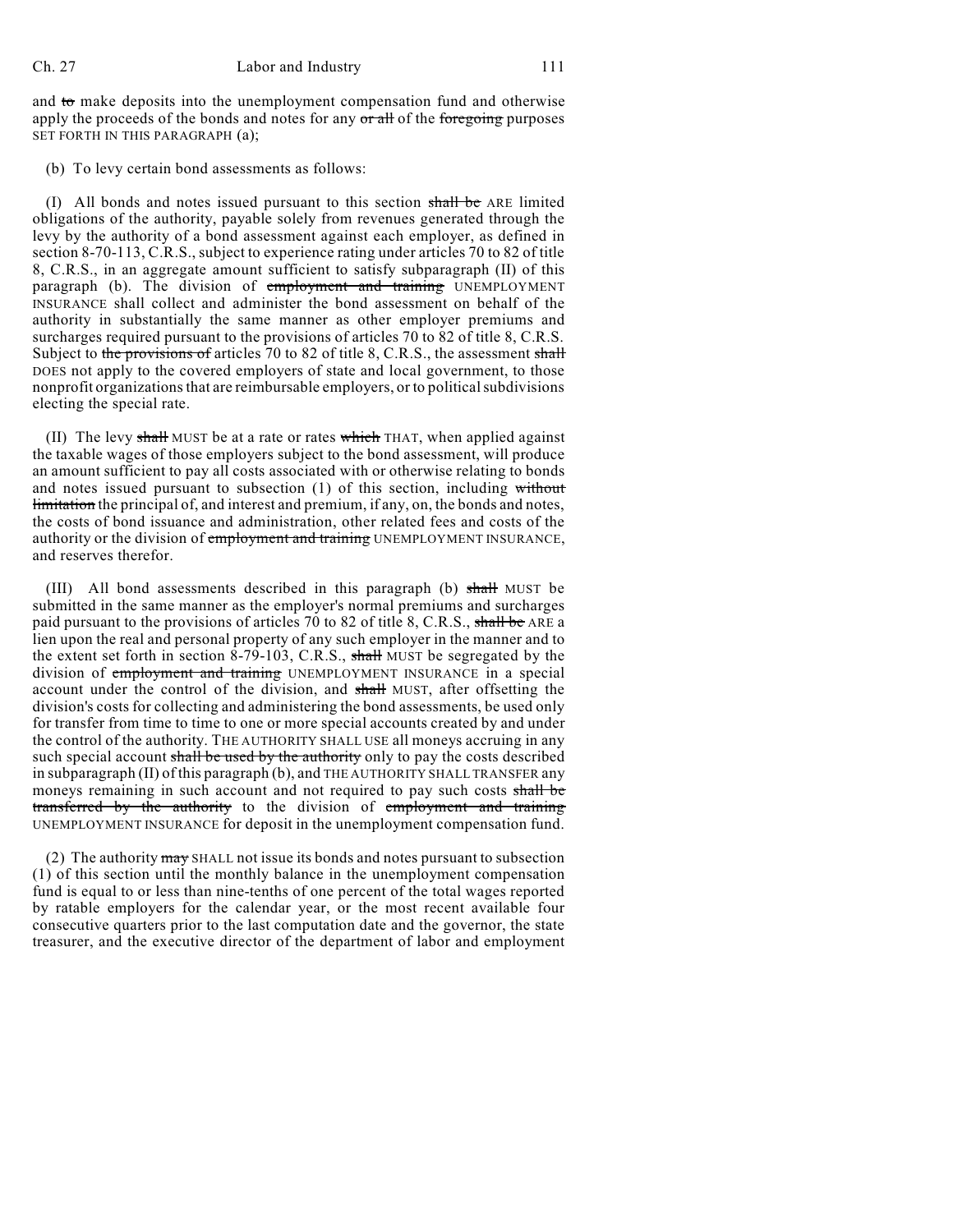and ~~to~~ make deposits into the unemployment compensation fund and otherwise apply the proceeds of the bonds and notes for any ~~or all~~ of the ~~foregoing~~ purposes SET FORTH IN THIS PARAGRAPH (a);

(b) To levy certain bond assessments as follows:

(I) All bonds and notes issued pursuant to this section ~~shall be~~ ARE limited obligations of the authority, payable solely from revenues generated through the levy by the authority of a bond assessment against each employer, as defined in section 8-70-113, C.R.S., subject to experience rating under articles 70 to 82 of title 8, C.R.S., in an aggregate amount sufficient to satisfy subparagraph (II) of this paragraph (b). The division of ~~employment and training~~ UNEMPLOYMENT INSURANCE shall collect and administer the bond assessment on behalf of the authority in substantially the same manner as other employer premiums and surcharges required pursuant to the provisions of articles 70 to 82 of title 8, C.R.S. Subject to ~~the provisions of~~ articles 70 to 82 of title 8, C.R.S., the assessment ~~shall~~ DOES not apply to the covered employers of state and local government, to those nonprofit organizations that are reimbursable employers, or to political subdivisions electing the special rate.

(II) The levy ~~shall~~ MUST be at a rate or rates ~~which~~ THAT, when applied against the taxable wages of those employers subject to the bond assessment, will produce an amount sufficient to pay all costs associated with or otherwise relating to bonds and notes issued pursuant to subsection (1) of this section, including ~~without limitation~~ the principal of, and interest and premium, if any, on, the bonds and notes, the costs of bond issuance and administration, other related fees and costs of the authority or the division of ~~employment and training~~ UNEMPLOYMENT INSURANCE, and reserves therefor.

(III) All bond assessments described in this paragraph (b) ~~shall~~ MUST be submitted in the same manner as the employer's normal premiums and surcharges paid pursuant to the provisions of articles 70 to 82 of title 8, C.R.S., ~~shall be~~ ARE a lien upon the real and personal property of any such employer in the manner and to the extent set forth in section 8-79-103, C.R.S., ~~shall~~ MUST be segregated by the division of ~~employment and training~~ UNEMPLOYMENT INSURANCE in a special account under the control of the division, and ~~shall~~ MUST, after offsetting the division's costs for collecting and administering the bond assessments, be used only for transfer from time to time to one or more special accounts created by and under the control of the authority. THE AUTHORITY SHALL USE all moneys accruing in any such special account ~~shall be used by the authority~~ only to pay the costs described in subparagraph (II) of this paragraph (b), and THE AUTHORITY SHALL TRANSFER any moneys remaining in such account and not required to pay such costs ~~shall be transferred by the authority~~ to the division of ~~employment and training~~ UNEMPLOYMENT INSURANCE for deposit in the unemployment compensation fund.

(2) The authority ~~may~~ SHALL not issue its bonds and notes pursuant to subsection (1) of this section until the monthly balance in the unemployment compensation fund is equal to or less than nine-tenths of one percent of the total wages reported by ratable employers for the calendar year, or the most recent available four consecutive quarters prior to the last computation date and the governor, the state treasurer, and the executive director of the department of labor and employment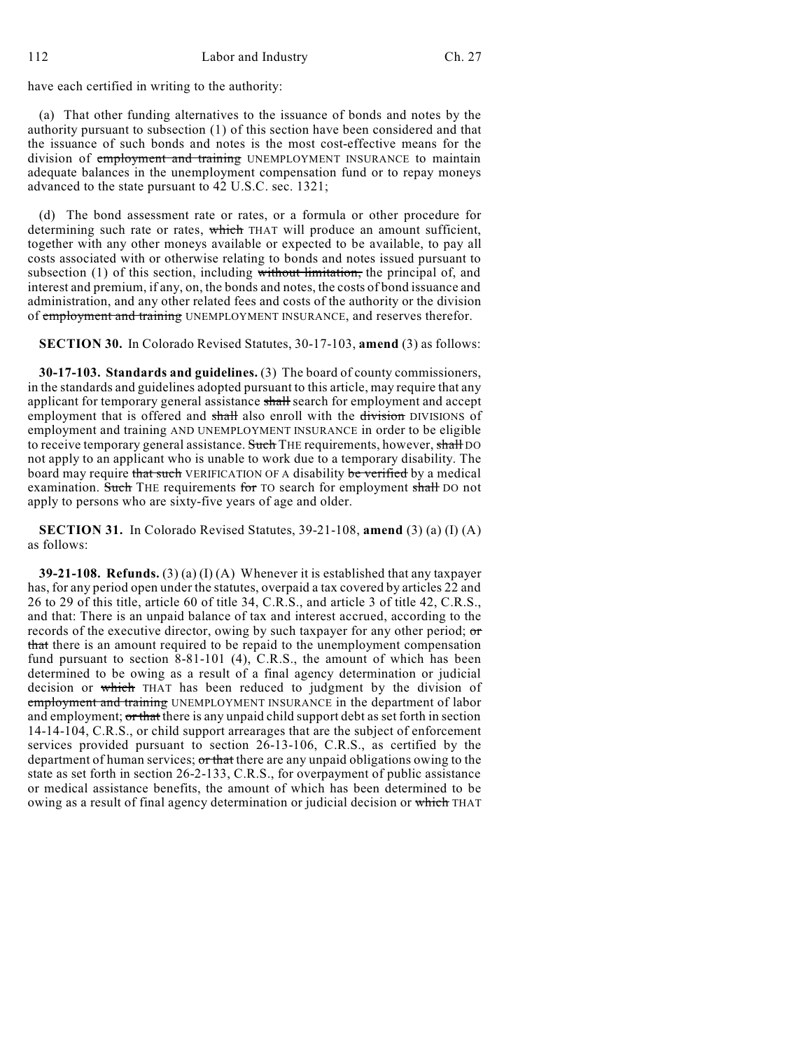have each certified in writing to the authority:

(a) That other funding alternatives to the issuance of bonds and notes by the authority pursuant to subsection (1) of this section have been considered and that the issuance of such bonds and notes is the most cost-effective means for the division of ~~employment and training~~ UNEMPLOYMENT INSURANCE to maintain adequate balances in the unemployment compensation fund or to repay moneys advanced to the state pursuant to 42 U.S.C. sec. 1321;

(d) The bond assessment rate or rates, or a formula or other procedure for determining such rate or rates, ~~which~~ THAT will produce an amount sufficient, together with any other moneys available or expected to be available, to pay all costs associated with or otherwise relating to bonds and notes issued pursuant to subsection (1) of this section, including ~~without limitation,~~ the principal of, and interest and premium, if any, on, the bonds and notes, the costs of bond issuance and administration, and any other related fees and costs of the authority or the division of ~~employment and training~~ UNEMPLOYMENT INSURANCE, and reserves therefor.

**SECTION 30.** In Colorado Revised Statutes, 30-17-103, **amend** (3) as follows:

**30-17-103. Standards and guidelines.** (3) The board of county commissioners, in the standards and guidelines adopted pursuant to this article, may require that any applicant for temporary general assistance ~~shall~~ search for employment and accept employment that is offered and ~~shall~~ also enroll with the ~~division~~ DIVISIONS of employment and training AND UNEMPLOYMENT INSURANCE in order to be eligible to receive temporary general assistance. ~~Such~~ THE requirements, however, ~~shall~~ DO not apply to an applicant who is unable to work due to a temporary disability. The board may require ~~that such~~ VERIFICATION OF A disability ~~be verified~~ by a medical examination. ~~Such~~ THE requirements ~~for~~ TO search for employment ~~shall~~ DO not apply to persons who are sixty-five years of age and older.

**SECTION 31.** In Colorado Revised Statutes, 39-21-108, **amend** (3) (a) (I) (A) as follows:

**39-21-108. Refunds.** (3) (a) (I) (A) Whenever it is established that any taxpayer has, for any period open under the statutes, overpaid a tax covered by articles 22 and 26 to 29 of this title, article 60 of title 34, C.R.S., and article 3 of title 42, C.R.S., and that: There is an unpaid balance of tax and interest accrued, according to the records of the executive director, owing by such taxpayer for any other period; ~~or that~~ there is an amount required to be repaid to the unemployment compensation fund pursuant to section 8-81-101 (4), C.R.S., the amount of which has been determined to be owing as a result of a final agency determination or judicial decision or ~~which~~ THAT has been reduced to judgment by the division of ~~employment and training~~ UNEMPLOYMENT INSURANCE in the department of labor and employment; ~~or that~~ there is any unpaid child support debt as set forth in section 14-14-104, C.R.S., or child support arrearages that are the subject of enforcement services provided pursuant to section 26-13-106, C.R.S., as certified by the department of human services; ~~or that~~ there are any unpaid obligations owing to the state as set forth in section 26-2-133, C.R.S., for overpayment of public assistance or medical assistance benefits, the amount of which has been determined to be owing as a result of final agency determination or judicial decision or ~~which~~ THAT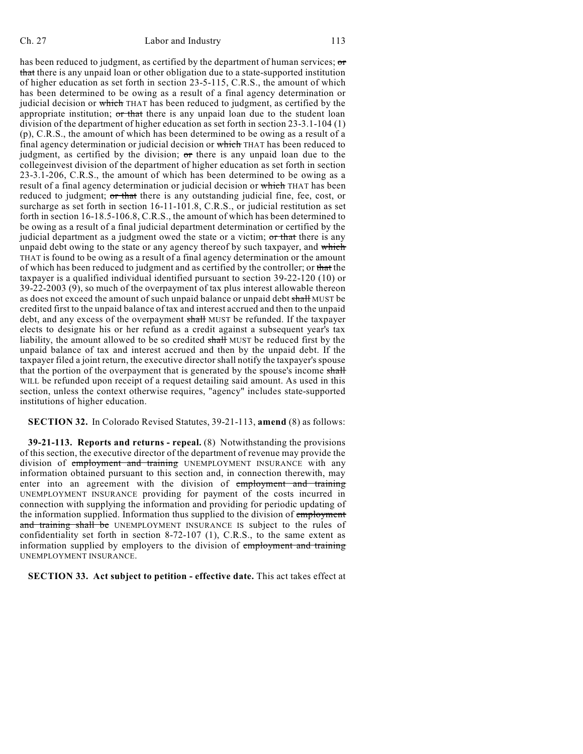has been reduced to judgment, as certified by the department of human services; ~~or that~~ there is any unpaid loan or other obligation due to a state-supported institution of higher education as set forth in section 23-5-115, C.R.S., the amount of which has been determined to be owing as a result of a final agency determination or judicial decision or ~~which~~ THAT has been reduced to judgment, as certified by the appropriate institution; ~~or that~~ there is any unpaid loan due to the student loan division of the department of higher education as set forth in section 23-3.1-104 (1) (p), C.R.S., the amount of which has been determined to be owing as a result of a final agency determination or judicial decision or ~~which~~ THAT has been reduced to judgment, as certified by the division; ~~or~~ there is any unpaid loan due to the collegeinvest division of the department of higher education as set forth in section 23-3.1-206, C.R.S., the amount of which has been determined to be owing as a result of a final agency determination or judicial decision or ~~which~~ THAT has been reduced to judgment; ~~or that~~ there is any outstanding judicial fine, fee, cost, or surcharge as set forth in section 16-11-101.8, C.R.S., or judicial restitution as set forth in section 16-18.5-106.8, C.R.S., the amount of which has been determined to be owing as a result of a final judicial department determination or certified by the judicial department as a judgment owed the state or a victim; ~~or that~~ there is any unpaid debt owing to the state or any agency thereof by such taxpayer, and ~~which~~ THAT is found to be owing as a result of a final agency determination or the amount of which has been reduced to judgment and as certified by the controller; or ~~that~~ the taxpayer is a qualified individual identified pursuant to section 39-22-120 (10) or 39-22-2003 (9), so much of the overpayment of tax plus interest allowable thereon as does not exceed the amount of such unpaid balance or unpaid debt ~~shall~~ MUST be credited first to the unpaid balance of tax and interest accrued and then to the unpaid debt, and any excess of the overpayment ~~shall~~ MUST be refunded. If the taxpayer elects to designate his or her refund as a credit against a subsequent year's tax liability, the amount allowed to be so credited ~~shall~~ MUST be reduced first by the unpaid balance of tax and interest accrued and then by the unpaid debt. If the taxpayer filed a joint return, the executive director shall notify the taxpayer's spouse that the portion of the overpayment that is generated by the spouse's income ~~shall~~ WILL be refunded upon receipt of a request detailing said amount. As used in this section, unless the context otherwise requires, "agency" includes state-supported institutions of higher education.

**SECTION 32.** In Colorado Revised Statutes, 39-21-113, **amend** (8) as follows:

**39-21-113. Reports and returns - repeal.** (8) Notwithstanding the provisions of this section, the executive director of the department of revenue may provide the division of ~~employment and training~~ UNEMPLOYMENT INSURANCE with any information obtained pursuant to this section and, in connection therewith, may enter into an agreement with the division of ~~employment and training~~ UNEMPLOYMENT INSURANCE providing for payment of the costs incurred in connection with supplying the information and providing for periodic updating of the information supplied. Information thus supplied to the division of ~~employment and training shall be~~ UNEMPLOYMENT INSURANCE IS subject to the rules of confidentiality set forth in section 8-72-107 (1), C.R.S., to the same extent as information supplied by employers to the division of ~~employment and training~~ UNEMPLOYMENT INSURANCE.

**SECTION 33. Act subject to petition - effective date.** This act takes effect at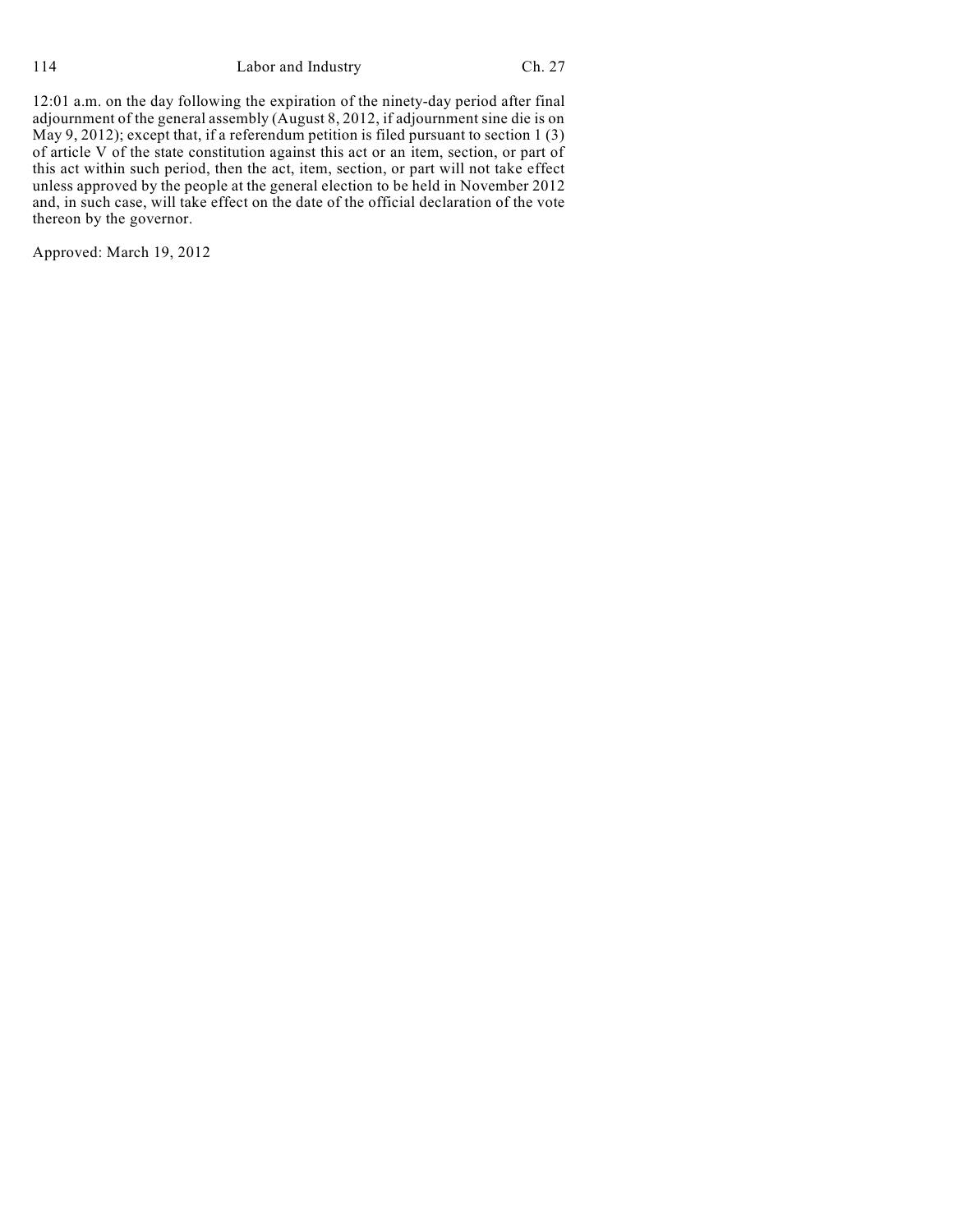12:01 a.m. on the day following the expiration of the ninety-day period after final adjournment of the general assembly (August 8, 2012, if adjournment sine die is on May 9, 2012); except that, if a referendum petition is filed pursuant to section 1 (3) of article V of the state constitution against this act or an item, section, or part of this act within such period, then the act, item, section, or part will not take effect unless approved by the people at the general election to be held in November 2012 and, in such case, will take effect on the date of the official declaration of the vote thereon by the governor.

Approved: March 19, 2012